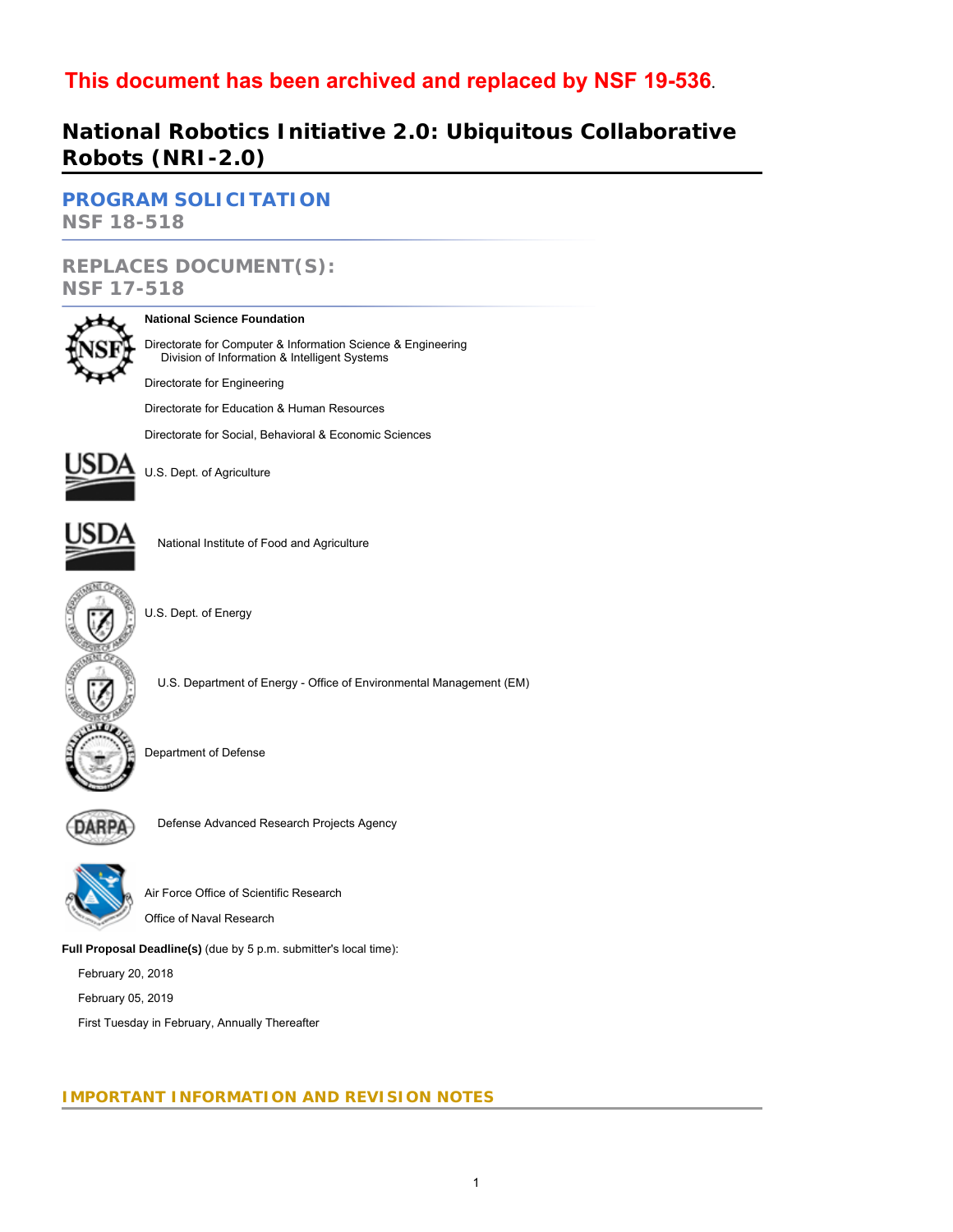**This document has been archived and replaced by NSF 19-536.**

# National Robotics Initiative 2.0: Ubiquitous Collaborative Robots (NRI-2.0)

## PROGRAM SOLICITATION

NSF 18-518

## REPLACES DOCUMENT(S):

NSF 17-518

**National Science Foundation**

Directorate for Computer & Information Science & Engineering
    Division of Information & Intelligent Systems

Directorate for Engineering

Directorate for Education & Human Resources

Directorate for Social, Behavioral & Economic Sciences

U.S. Dept. of Agriculture

    National Institute of Food and Agriculture

U.S. Dept. of Energy

    U.S. Department of Energy - Office of Environmental Management (EM)

Department of Defense

    Defense Advanced Research Projects Agency

Air Force Office of Scientific Research

Office of Naval Research

**Full Proposal Deadline(s)** (due by 5 p.m. submitter's local time):

February 20, 2018

February 05, 2019

First Tuesday in February, Annually Thereafter

## IMPORTANT INFORMATION AND REVISION NOTES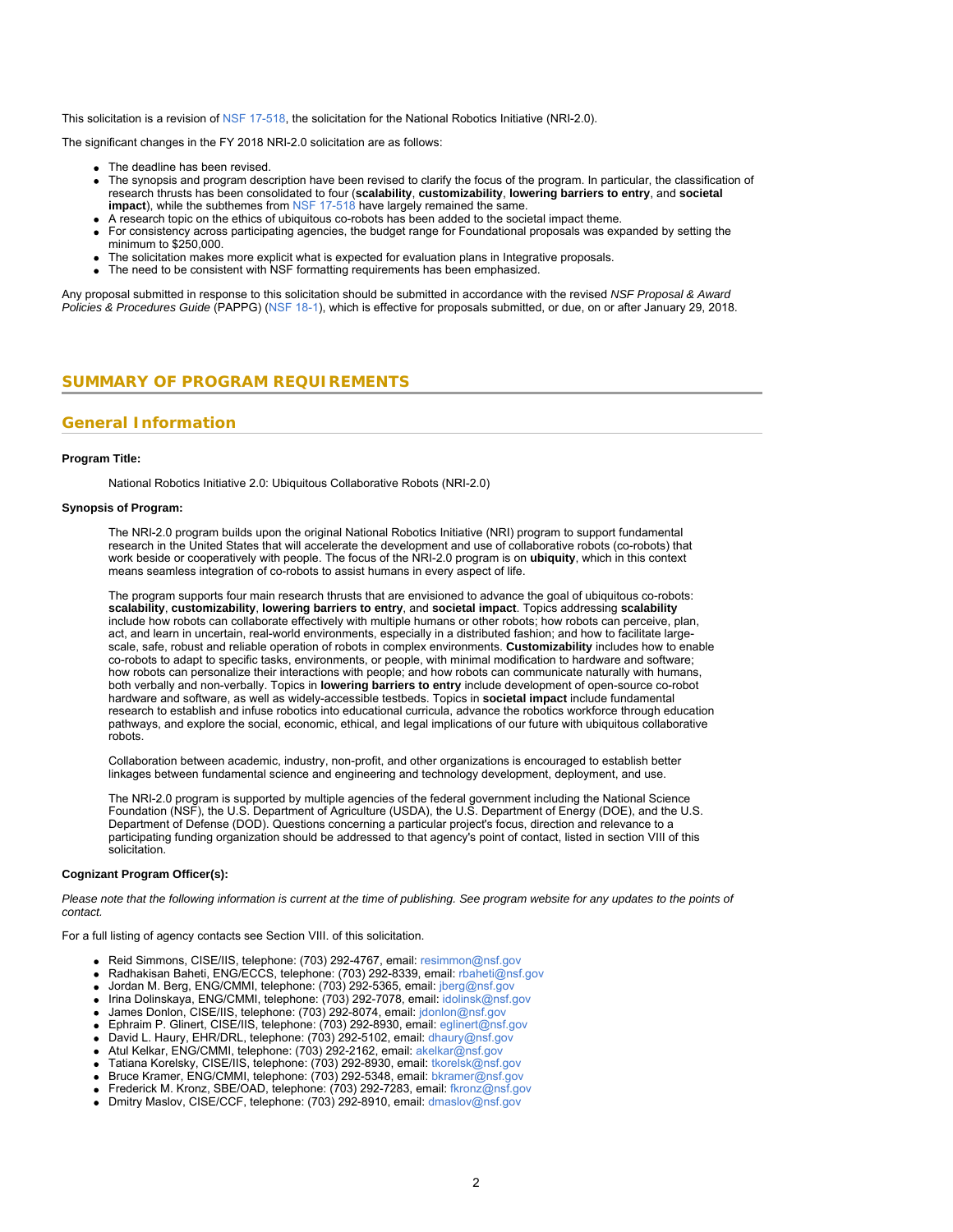This solicitation is a revision of NSF 17-518, the solicitation for the National Robotics Initiative (NRI-2.0).

The significant changes in the FY 2018 NRI-2.0 solicitation are as follows:

- The deadline has been revised.
- The synopsis and program description have been revised to clarify the focus of the program. In particular, the classification of research thrusts has been consolidated to four (**scalability**, **customizability**, **lowering barriers to entry**, and **societal impact**), while the subthemes from NSF 17-518 have largely remained the same.
- A research topic on the ethics of ubiquitous co-robots has been added to the societal impact theme.
- For consistency across participating agencies, the budget range for Foundational proposals was expanded by setting the minimum to $250,000.
- The solicitation makes more explicit what is expected for evaluation plans in Integrative proposals.
- The need to be consistent with NSF formatting requirements has been emphasized.

Any proposal submitted in response to this solicitation should be submitted in accordance with the revised *NSF Proposal & Award Policies & Procedures Guide* (PAPPG) (NSF 18-1), which is effective for proposals submitted, or due, on or after January 29, 2018.

## SUMMARY OF PROGRAM REQUIREMENTS

### General Information

**Program Title:**

National Robotics Initiative 2.0: Ubiquitous Collaborative Robots (NRI-2.0)

**Synopsis of Program:**

The NRI-2.0 program builds upon the original National Robotics Initiative (NRI) program to support fundamental research in the United States that will accelerate the development and use of collaborative robots (co-robots) that work beside or cooperatively with people. The focus of the NRI-2.0 program is on **ubiquity**, which in this context means seamless integration of co-robots to assist humans in every aspect of life.

The program supports four main research thrusts that are envisioned to advance the goal of ubiquitous co-robots: **scalability**, **customizability**, **lowering barriers to entry**, and **societal impact**. Topics addressing **scalability** include how robots can collaborate effectively with multiple humans or other robots; how robots can perceive, plan, act, and learn in uncertain, real-world environments, especially in a distributed fashion; and how to facilitate large-scale, safe, robust and reliable operation of robots in complex environments. **Customizability** includes how to enable co-robots to adapt to specific tasks, environments, or people, with minimal modification to hardware and software; how robots can personalize their interactions with people; and how robots can communicate naturally with humans, both verbally and non-verbally. Topics in **lowering barriers to entry** include development of open-source co-robot hardware and software, as well as widely-accessible testbeds. Topics in **societal impact** include fundamental research to establish and infuse robotics into educational curricula, advance the robotics workforce through education pathways, and explore the social, economic, ethical, and legal implications of our future with ubiquitous collaborative robots.

Collaboration between academic, industry, non-profit, and other organizations is encouraged to establish better linkages between fundamental science and engineering and technology development, deployment, and use.

The NRI-2.0 program is supported by multiple agencies of the federal government including the National Science Foundation (NSF), the U.S. Department of Agriculture (USDA), the U.S. Department of Energy (DOE), and the U.S. Department of Defense (DOD). Questions concerning a particular project's focus, direction and relevance to a participating funding organization should be addressed to that agency's point of contact, listed in section VIII of this solicitation.

**Cognizant Program Officer(s):**

*Please note that the following information is current at the time of publishing. See program website for any updates to the points of contact.*

For a full listing of agency contacts see Section VIII. of this solicitation.

- Reid Simmons, CISE/IIS, telephone: (703) 292-4767, email: resimmon@nsf.gov
- Radhakisan Baheti, ENG/ECCS, telephone: (703) 292-8339, email: rbaheti@nsf.gov
- Jordan M. Berg, ENG/CMMI, telephone: (703) 292-5365, email: jberg@nsf.gov
- Irina Dolinskaya, ENG/CMMI, telephone: (703) 292-7078, email: idolinsk@nsf.gov
- James Donlon, CISE/IIS, telephone: (703) 292-8074, email: jdonlon@nsf.gov
- Ephraim P. Glinert, CISE/IIS, telephone: (703) 292-8930, email: eglinert@nsf.gov
- David L. Haury, EHR/DRL, telephone: (703) 292-5102, email: dhaury@nsf.gov
- Atul Kelkar, ENG/CMMI, telephone: (703) 292-2162, email: akelkar@nsf.gov
- Tatiana Korelsky, CISE/IIS, telephone: (703) 292-8930, email: tkorelsk@nsf.gov
- Bruce Kramer, ENG/CMMI, telephone: (703) 292-5348, email: bkramer@nsf.gov
- Frederick M. Kronz, SBE/OAD, telephone: (703) 292-7283, email: fkronz@nsf.gov
- Dmitry Maslov, CISE/CCF, telephone: (703) 292-8910, email: dmaslov@nsf.gov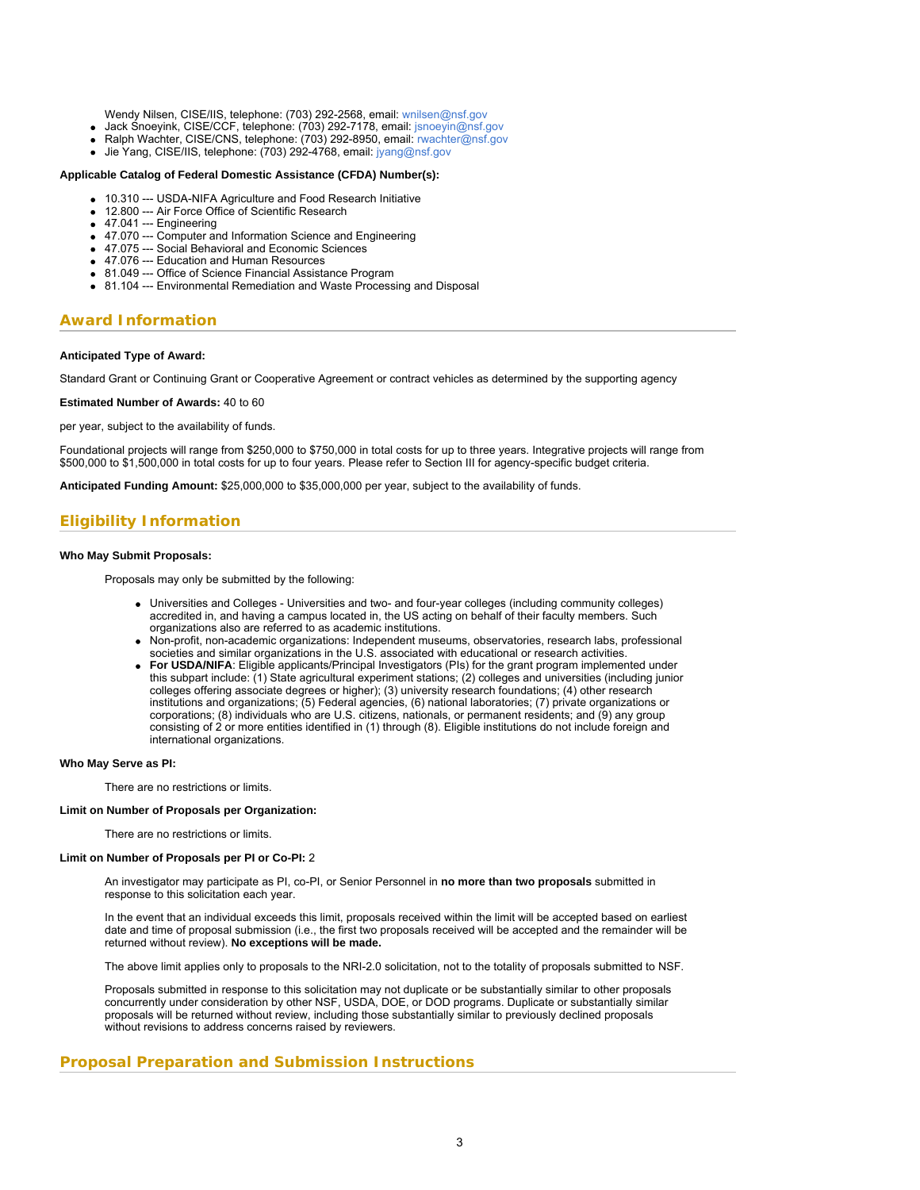Wendy Nilsen, CISE/IIS, telephone: (703) 292-2568, email: wnilsen@nsf.gov
- Jack Snoeyink, CISE/CCF, telephone: (703) 292-7178, email: jsnoeyin@nsf.gov
- Ralph Wachter, CISE/CNS, telephone: (703) 292-8950, email: rwachter@nsf.gov
- Jie Yang, CISE/IIS, telephone: (703) 292-4768, email: jyang@nsf.gov

**Applicable Catalog of Federal Domestic Assistance (CFDA) Number(s):**

- 10.310 --- USDA-NIFA Agriculture and Food Research Initiative
- 12.800 --- Air Force Office of Scientific Research
- 47.041 --- Engineering
- 47.070 --- Computer and Information Science and Engineering
- 47.075 --- Social Behavioral and Economic Sciences
- 47.076 --- Education and Human Resources
- 81.049 --- Office of Science Financial Assistance Program
- 81.104 --- Environmental Remediation and Waste Processing and Disposal

## Award Information

**Anticipated Type of Award:**

Standard Grant or Continuing Grant or Cooperative Agreement or contract vehicles as determined by the supporting agency

**Estimated Number of Awards:** 40 to 60

per year, subject to the availability of funds.

Foundational projects will range from $250,000 to $750,000 in total costs for up to three years. Integrative projects will range from $500,000 to $1,500,000 in total costs for up to four years. Please refer to Section III for agency-specific budget criteria.

**Anticipated Funding Amount:** $25,000,000 to $35,000,000 per year, subject to the availability of funds.

## Eligibility Information

**Who May Submit Proposals:**

Proposals may only be submitted by the following:

- Universities and Colleges - Universities and two- and four-year colleges (including community colleges) accredited in, and having a campus located in, the US acting on behalf of their faculty members. Such organizations also are referred to as academic institutions.
- Non-profit, non-academic organizations: Independent museums, observatories, research labs, professional societies and similar organizations in the U.S. associated with educational or research activities.
- **For USDA/NIFA**: Eligible applicants/Principal Investigators (PIs) for the grant program implemented under this subpart include: (1) State agricultural experiment stations; (2) colleges and universities (including junior colleges offering associate degrees or higher); (3) university research foundations; (4) other research institutions and organizations; (5) Federal agencies, (6) national laboratories; (7) private organizations or corporations; (8) individuals who are U.S. citizens, nationals, or permanent residents; and (9) any group consisting of 2 or more entities identified in (1) through (8). Eligible institutions do not include foreign and international organizations.

**Who May Serve as PI:**

There are no restrictions or limits.

**Limit on Number of Proposals per Organization:**

There are no restrictions or limits.

**Limit on Number of Proposals per PI or Co-PI:** 2

An investigator may participate as PI, co-PI, or Senior Personnel in **no more than two proposals** submitted in response to this solicitation each year.

In the event that an individual exceeds this limit, proposals received within the limit will be accepted based on earliest date and time of proposal submission (i.e., the first two proposals received will be accepted and the remainder will be returned without review). **No exceptions will be made.**

The above limit applies only to proposals to the NRI-2.0 solicitation, not to the totality of proposals submitted to NSF.

Proposals submitted in response to this solicitation may not duplicate or be substantially similar to other proposals concurrently under consideration by other NSF, USDA, DOE, or DOD programs. Duplicate or substantially similar proposals will be returned without review, including those substantially similar to previously declined proposals without revisions to address concerns raised by reviewers.

## Proposal Preparation and Submission Instructions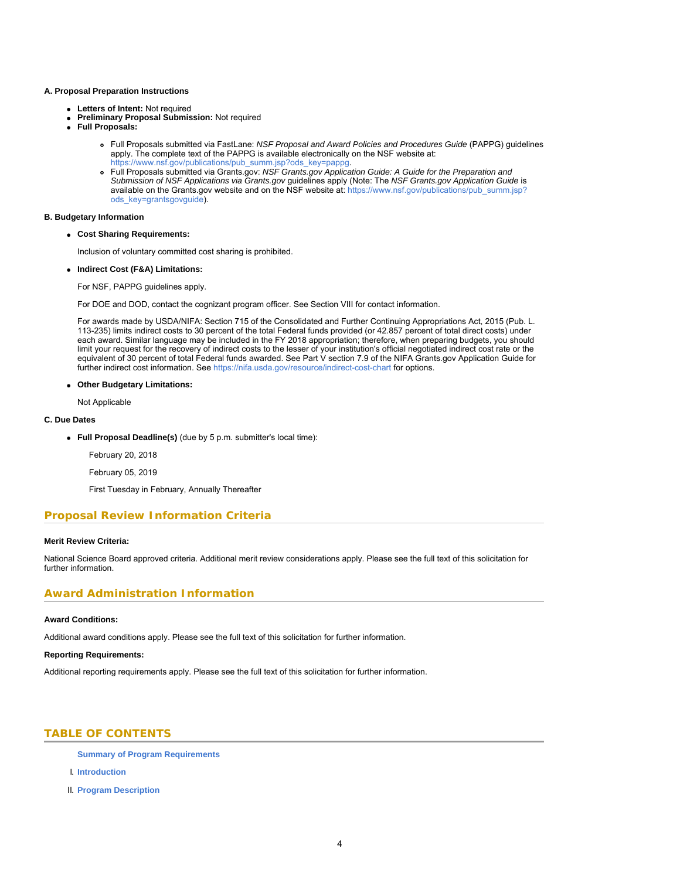**A. Proposal Preparation Instructions**

- **Letters of Intent:** Not required
- **Preliminary Proposal Submission:** Not required
- **Full Proposals:**
    - Full Proposals submitted via FastLane: *NSF Proposal and Award Policies and Procedures Guide* (PAPPG) guidelines apply. The complete text of the PAPPG is available electronically on the NSF website at: https://www.nsf.gov/publications/pub_summ.jsp?ods_key=pappg.
    - Full Proposals submitted via Grants.gov: *NSF Grants.gov Application Guide: A Guide for the Preparation and Submission of NSF Applications via Grants.gov* guidelines apply (Note: The *NSF Grants.gov Application Guide* is available on the Grants.gov website and on the NSF website at: https://www.nsf.gov/publications/pub_summ.jsp?ods_key=grantsgovguide).

**B. Budgetary Information**

- **Cost Sharing Requirements:**

  Inclusion of voluntary committed cost sharing is prohibited.

- **Indirect Cost (F&A) Limitations:**

  For NSF, PAPPG guidelines apply.

  For DOE and DOD, contact the cognizant program officer. See Section VIII for contact information.

  For awards made by USDA/NIFA: Section 715 of the Consolidated and Further Continuing Appropriations Act, 2015 (Pub. L. 113-235) limits indirect costs to 30 percent of the total Federal funds provided (or 42.857 percent of total direct costs) under each award. Similar language may be included in the FY 2018 appropriation; therefore, when preparing budgets, you should limit your request for the recovery of indirect costs to the lesser of your institution's official negotiated indirect cost rate or the equivalent of 30 percent of total Federal funds awarded. See Part V section 7.9 of the NIFA Grants.gov Application Guide for further indirect cost information. See https://nifa.usda.gov/resource/indirect-cost-chart for options.

- **Other Budgetary Limitations:**

  Not Applicable

**C. Due Dates**

- **Full Proposal Deadline(s)** (due by 5 p.m. submitter's local time):

  February 20, 2018

  February 05, 2019

  First Tuesday in February, Annually Thereafter

## Proposal Review Information Criteria

**Merit Review Criteria:**

National Science Board approved criteria. Additional merit review considerations apply. Please see the full text of this solicitation for further information.

## Award Administration Information

**Award Conditions:**

Additional award conditions apply. Please see the full text of this solicitation for further information.

**Reporting Requirements:**

Additional reporting requirements apply. Please see the full text of this solicitation for further information.

## TABLE OF CONTENTS

**Summary of Program Requirements**

I. **Introduction**

II. **Program Description**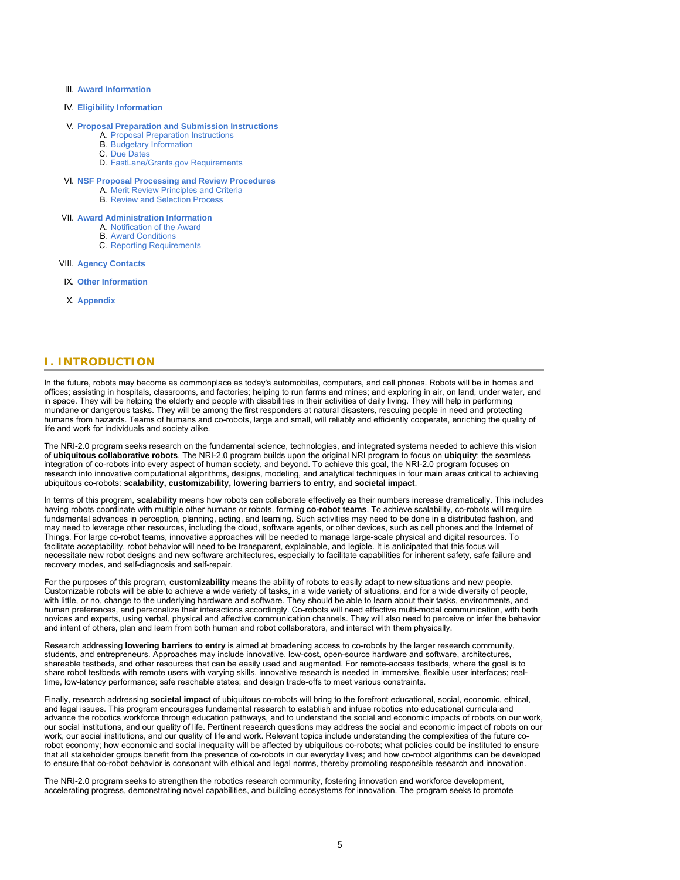III. Award Information

IV. Eligibility Information

V. Proposal Preparation and Submission Instructions
   A. Proposal Preparation Instructions
   B. Budgetary Information
   C. Due Dates
   D. FastLane/Grants.gov Requirements

VI. NSF Proposal Processing and Review Procedures
   A. Merit Review Principles and Criteria
   B. Review and Selection Process

VII. Award Administration Information
   A. Notification of the Award
   B. Award Conditions
   C. Reporting Requirements

VIII. Agency Contacts

IX. Other Information

X. Appendix

## I. INTRODUCTION

In the future, robots may become as commonplace as today's automobiles, computers, and cell phones. Robots will be in homes and offices; assisting in hospitals, classrooms, and factories; helping to run farms and mines; and exploring in air, on land, under water, and in space. They will be helping the elderly and people with disabilities in their activities of daily living. They will help in performing mundane or dangerous tasks. They will be among the first responders at natural disasters, rescuing people in need and protecting humans from hazards. Teams of humans and co-robots, large and small, will reliably and efficiently cooperate, enriching the quality of life and work for individuals and society alike.

The NRI-2.0 program seeks research on the fundamental science, technologies, and integrated systems needed to achieve this vision of **ubiquitous collaborative robots**. The NRI-2.0 program builds upon the original NRI program to focus on **ubiquity**: the seamless integration of co-robots into every aspect of human society, and beyond. To achieve this goal, the NRI-2.0 program focuses on research into innovative computational algorithms, designs, modeling, and analytical techniques in four main areas critical to achieving ubiquitous co-robots: **scalability, customizability, lowering barriers to entry,** and **societal impact**.

In terms of this program, **scalability** means how robots can collaborate effectively as their numbers increase dramatically. This includes having robots coordinate with multiple other humans or robots, forming **co-robot teams**. To achieve scalability, co-robots will require fundamental advances in perception, planning, acting, and learning. Such activities may need to be done in a distributed fashion, and may need to leverage other resources, including the cloud, software agents, or other devices, such as cell phones and the Internet of Things. For large co-robot teams, innovative approaches will be needed to manage large-scale physical and digital resources. To facilitate acceptability, robot behavior will need to be transparent, explainable, and legible. It is anticipated that this focus will necessitate new robot designs and new software architectures, especially to facilitate capabilities for inherent safety, safe failure and recovery modes, and self-diagnosis and self-repair.

For the purposes of this program, **customizability** means the ability of robots to easily adapt to new situations and new people. Customizable robots will be able to achieve a wide variety of tasks, in a wide variety of situations, and for a wide diversity of people, with little, or no, change to the underlying hardware and software. They should be able to learn about their tasks, environments, and human preferences, and personalize their interactions accordingly. Co-robots will need effective multi-modal communication, with both novices and experts, using verbal, physical and affective communication channels. They will also need to perceive or infer the behavior and intent of others, plan and learn from both human and robot collaborators, and interact with them physically.

Research addressing **lowering barriers to entry** is aimed at broadening access to co-robots by the larger research community, students, and entrepreneurs. Approaches may include innovative, low-cost, open-source hardware and software, architectures, shareable testbeds, and other resources that can be easily used and augmented. For remote-access testbeds, where the goal is to share robot testbeds with remote users with varying skills, innovative research is needed in immersive, flexible user interfaces; real-time, low-latency performance; safe reachable states; and design trade-offs to meet various constraints.

Finally, research addressing **societal impact** of ubiquitous co-robots will bring to the forefront educational, social, economic, ethical, and legal issues. This program encourages fundamental research to establish and infuse robotics into educational curricula and advance the robotics workforce through education pathways, and to understand the social and economic impacts of robots on our work, our social institutions, and our quality of life. Pertinent research questions may address the social and economic impact of robots on our work, our social institutions, and our quality of life and work. Relevant topics include understanding the complexities of the future co-robot economy; how economic and social inequality will be affected by ubiquitous co-robots; what policies could be instituted to ensure that all stakeholder groups benefit from the presence of co-robots in our everyday lives; and how co-robot algorithms can be developed to ensure that co-robot behavior is consonant with ethical and legal norms, thereby promoting responsible research and innovation.

The NRI-2.0 program seeks to strengthen the robotics research community, fostering innovation and workforce development, accelerating progress, demonstrating novel capabilities, and building ecosystems for innovation. The program seeks to promote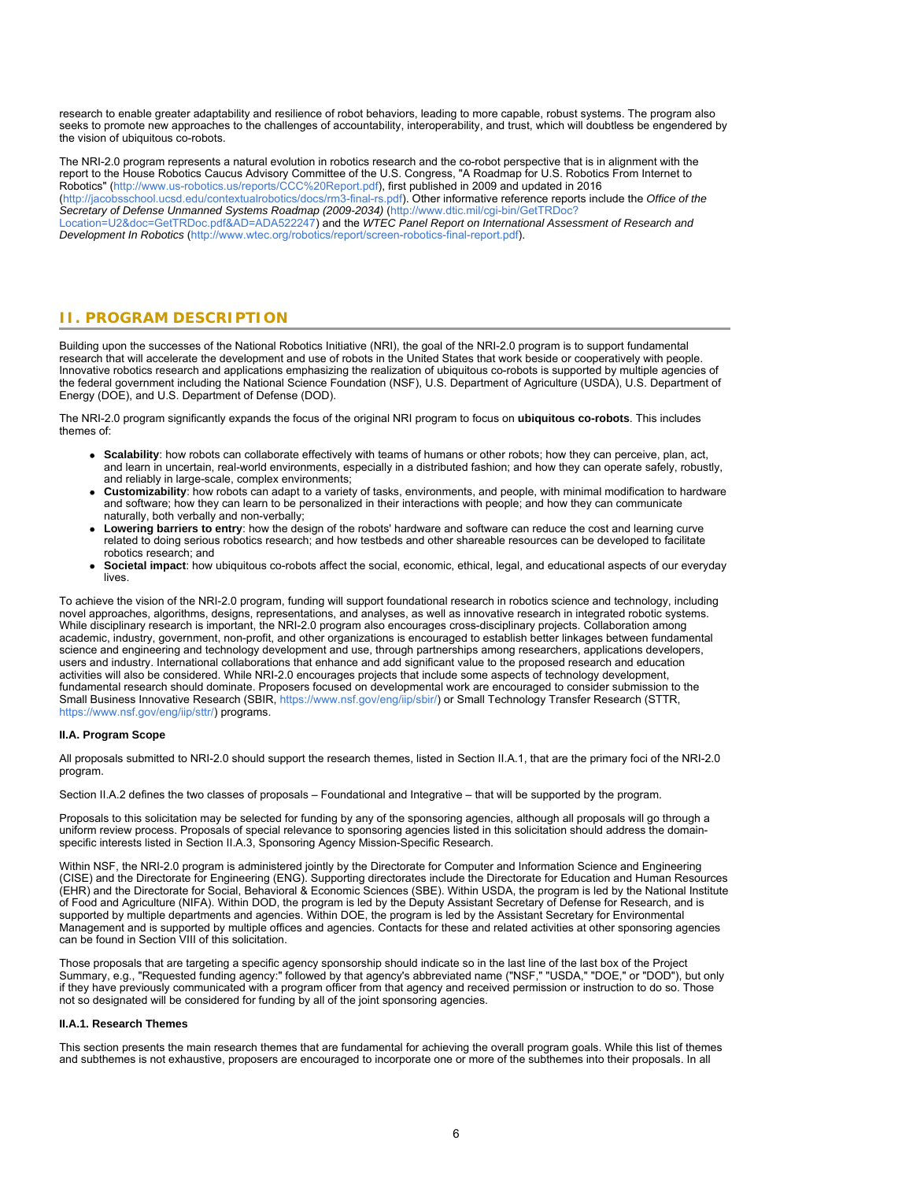research to enable greater adaptability and resilience of robot behaviors, leading to more capable, robust systems. The program also seeks to promote new approaches to the challenges of accountability, interoperability, and trust, which will doubtless be engendered by the vision of ubiquitous co-robots.

The NRI-2.0 program represents a natural evolution in robotics research and the co-robot perspective that is in alignment with the report to the House Robotics Caucus Advisory Committee of the U.S. Congress, "A Roadmap for U.S. Robotics From Internet to Robotics" (http://www.us-robotics.us/reports/CCC%20Report.pdf), first published in 2009 and updated in 2016 (http://jacobsschool.ucsd.edu/contextualrobotics/docs/rm3-final-rs.pdf). Other informative reference reports include the *Office of the Secretary of Defense Unmanned Systems Roadmap (2009-2034)* (http://www.dtic.mil/cgi-bin/GetTRDoc?Location=U2&doc=GetTRDoc.pdf&AD=ADA522247) and the *WTEC Panel Report on International Assessment of Research and Development In Robotics* (http://www.wtec.org/robotics/report/screen-robotics-final-report.pdf).

## II. PROGRAM DESCRIPTION

Building upon the successes of the National Robotics Initiative (NRI), the goal of the NRI-2.0 program is to support fundamental research that will accelerate the development and use of robots in the United States that work beside or cooperatively with people. Innovative robotics research and applications emphasizing the realization of ubiquitous co-robots is supported by multiple agencies of the federal government including the National Science Foundation (NSF), U.S. Department of Agriculture (USDA), U.S. Department of Energy (DOE), and U.S. Department of Defense (DOD).

The NRI-2.0 program significantly expands the focus of the original NRI program to focus on **ubiquitous co-robots**. This includes themes of:

- **Scalability**: how robots can collaborate effectively with teams of humans or other robots; how they can perceive, plan, act, and learn in uncertain, real-world environments, especially in a distributed fashion; and how they can operate safely, robustly, and reliably in large-scale, complex environments;
- **Customizability**: how robots can adapt to a variety of tasks, environments, and people, with minimal modification to hardware and software; how they can learn to be personalized in their interactions with people; and how they can communicate naturally, both verbally and non-verbally;
- **Lowering barriers to entry**: how the design of the robots' hardware and software can reduce the cost and learning curve related to doing serious robotics research; and how testbeds and other shareable resources can be developed to facilitate robotics research; and
- **Societal impact**: how ubiquitous co-robots affect the social, economic, ethical, legal, and educational aspects of our everyday lives.

To achieve the vision of the NRI-2.0 program, funding will support foundational research in robotics science and technology, including novel approaches, algorithms, designs, representations, and analyses, as well as innovative research in integrated robotic systems. While disciplinary research is important, the NRI-2.0 program also encourages cross-disciplinary projects. Collaboration among academic, industry, government, non-profit, and other organizations is encouraged to establish better linkages between fundamental science and engineering and technology development and use, through partnerships among researchers, applications developers, users and industry. International collaborations that enhance and add significant value to the proposed research and education activities will also be considered. While NRI-2.0 encourages projects that include some aspects of technology development, fundamental research should dominate. Proposers focused on developmental work are encouraged to consider submission to the Small Business Innovative Research (SBIR, https://www.nsf.gov/eng/iip/sbir/) or Small Technology Transfer Research (STTR, https://www.nsf.gov/eng/iip/sttr/) programs.

### II.A. Program Scope

All proposals submitted to NRI-2.0 should support the research themes, listed in Section II.A.1, that are the primary foci of the NRI-2.0 program.

Section II.A.2 defines the two classes of proposals – Foundational and Integrative – that will be supported by the program.

Proposals to this solicitation may be selected for funding by any of the sponsoring agencies, although all proposals will go through a uniform review process. Proposals of special relevance to sponsoring agencies listed in this solicitation should address the domain-specific interests listed in Section II.A.3, Sponsoring Agency Mission-Specific Research.

Within NSF, the NRI-2.0 program is administered jointly by the Directorate for Computer and Information Science and Engineering (CISE) and the Directorate for Engineering (ENG). Supporting directorates include the Directorate for Education and Human Resources (EHR) and the Directorate for Social, Behavioral & Economic Sciences (SBE). Within USDA, the program is led by the National Institute of Food and Agriculture (NIFA). Within DOD, the program is led by the Deputy Assistant Secretary of Defense for Research, and is supported by multiple departments and agencies. Within DOE, the program is led by the Assistant Secretary for Environmental Management and is supported by multiple offices and agencies. Contacts for these and related activities at other sponsoring agencies can be found in Section VIII of this solicitation.

Those proposals that are targeting a specific agency sponsorship should indicate so in the last line of the last box of the Project Summary, e.g., "Requested funding agency:" followed by that agency's abbreviated name ("NSF," "USDA," "DOE," or "DOD"), but only if they have previously communicated with a program officer from that agency and received permission or instruction to do so. Those not so designated will be considered for funding by all of the joint sponsoring agencies.

#### II.A.1. Research Themes

This section presents the main research themes that are fundamental for achieving the overall program goals. While this list of themes and subthemes is not exhaustive, proposers are encouraged to incorporate one or more of the subthemes into their proposals. In all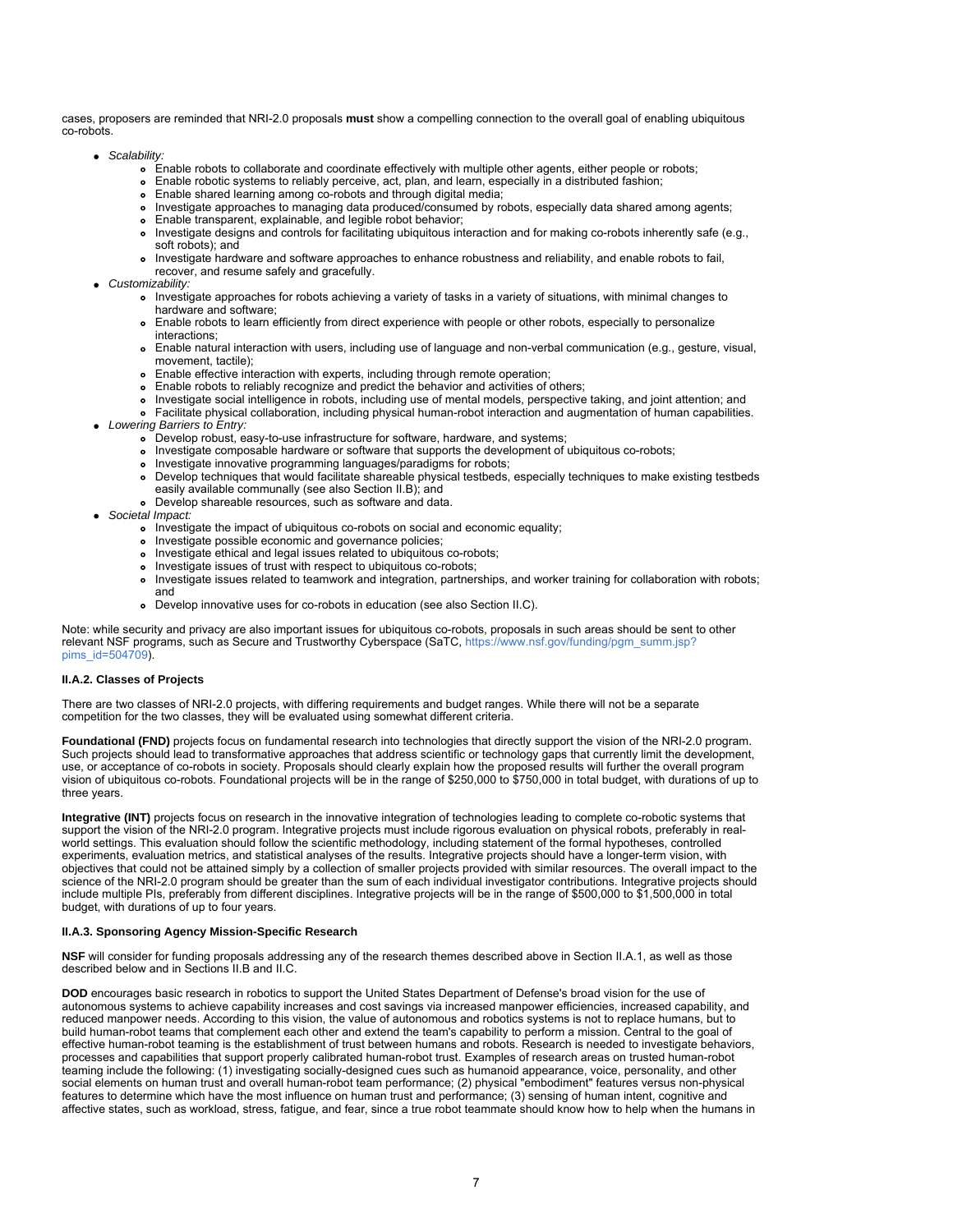cases, proposers are reminded that NRI-2.0 proposals **must** show a compelling connection to the overall goal of enabling ubiquitous co-robots.

- *Scalability:*
  - Enable robots to collaborate and coordinate effectively with multiple other agents, either people or robots;
  - Enable robotic systems to reliably perceive, act, plan, and learn, especially in a distributed fashion;
  - Enable shared learning among co-robots and through digital media;
  - Investigate approaches to managing data produced/consumed by robots, especially data shared among agents;
  - Enable transparent, explainable, and legible robot behavior;
  - Investigate designs and controls for facilitating ubiquitous interaction and for making co-robots inherently safe (e.g., soft robots); and
  - Investigate hardware and software approaches to enhance robustness and reliability, and enable robots to fail, recover, and resume safely and gracefully.
- *Customizability:*
  - Investigate approaches for robots achieving a variety of tasks in a variety of situations, with minimal changes to hardware and software;
  - Enable robots to learn efficiently from direct experience with people or other robots, especially to personalize interactions;
  - Enable natural interaction with users, including use of language and non-verbal communication (e.g., gesture, visual, movement, tactile);
  - Enable effective interaction with experts, including through remote operation;
  - Enable robots to reliably recognize and predict the behavior and activities of others;
  - Investigate social intelligence in robots, including use of mental models, perspective taking, and joint attention; and
  - Facilitate physical collaboration, including physical human-robot interaction and augmentation of human capabilities.
- *Lowering Barriers to Entry:*
  - Develop robust, easy-to-use infrastructure for software, hardware, and systems;
  - Investigate composable hardware or software that supports the development of ubiquitous co-robots;
  - Investigate innovative programming languages/paradigms for robots;
  - Develop techniques that would facilitate shareable physical testbeds, especially techniques to make existing testbeds easily available communally (see also Section II.B); and
  - Develop shareable resources, such as software and data.
- *Societal Impact:*
  - Investigate the impact of ubiquitous co-robots on social and economic equality;
  - Investigate possible economic and governance policies;
  - Investigate ethical and legal issues related to ubiquitous co-robots;
  - Investigate issues of trust with respect to ubiquitous co-robots;
  - Investigate issues related to teamwork and integration, partnerships, and worker training for collaboration with robots; and
  - Develop innovative uses for co-robots in education (see also Section II.C).

Note: while security and privacy are also important issues for ubiquitous co-robots, proposals in such areas should be sent to other relevant NSF programs, such as Secure and Trustworthy Cyberspace (SaTC, https://www.nsf.gov/funding/pgm_summ.jsp?pims_id=504709).

### II.A.2. Classes of Projects

There are two classes of NRI-2.0 projects, with differing requirements and budget ranges. While there will not be a separate competition for the two classes, they will be evaluated using somewhat different criteria.

**Foundational (FND)** projects focus on fundamental research into technologies that directly support the vision of the NRI-2.0 program. Such projects should lead to transformative approaches that address scientific or technology gaps that currently limit the development, use, or acceptance of co-robots in society. Proposals should clearly explain how the proposed results will further the overall program vision of ubiquitous co-robots. Foundational projects will be in the range of $250,000 to $750,000 in total budget, with durations of up to three years.

**Integrative (INT)** projects focus on research in the innovative integration of technologies leading to complete co-robotic systems that support the vision of the NRI-2.0 program. Integrative projects must include rigorous evaluation on physical robots, preferably in real-world settings. This evaluation should follow the scientific methodology, including statement of the formal hypotheses, controlled experiments, evaluation metrics, and statistical analyses of the results. Integrative projects should have a longer-term vision, with objectives that could not be attained simply by a collection of smaller projects provided with similar resources. The overall impact to the science of the NRI-2.0 program should be greater than the sum of each individual investigator contributions. Integrative projects should include multiple PIs, preferably from different disciplines. Integrative projects will be in the range of $500,000 to $1,500,000 in total budget, with durations of up to four years.

### II.A.3. Sponsoring Agency Mission-Specific Research

**NSF** will consider for funding proposals addressing any of the research themes described above in Section II.A.1, as well as those described below and in Sections II.B and II.C.

**DOD** encourages basic research in robotics to support the United States Department of Defense's broad vision for the use of autonomous systems to achieve capability increases and cost savings via increased manpower efficiencies, increased capability, and reduced manpower needs. According to this vision, the value of autonomous and robotics systems is not to replace humans, but to build human-robot teams that complement each other and extend the team's capability to perform a mission. Central to the goal of effective human-robot teaming is the establishment of trust between humans and robots. Research is needed to investigate behaviors, processes and capabilities that support properly calibrated human-robot trust. Examples of research areas on trusted human-robot teaming include the following: (1) investigating socially-designed cues such as humanoid appearance, voice, personality, and other social elements on human trust and overall human-robot team performance; (2) physical "embodiment" features versus non-physical features to determine which have the most influence on human trust and performance; (3) sensing of human intent, cognitive and affective states, such as workload, stress, fatigue, and fear, since a true robot teammate should know how to help when the humans in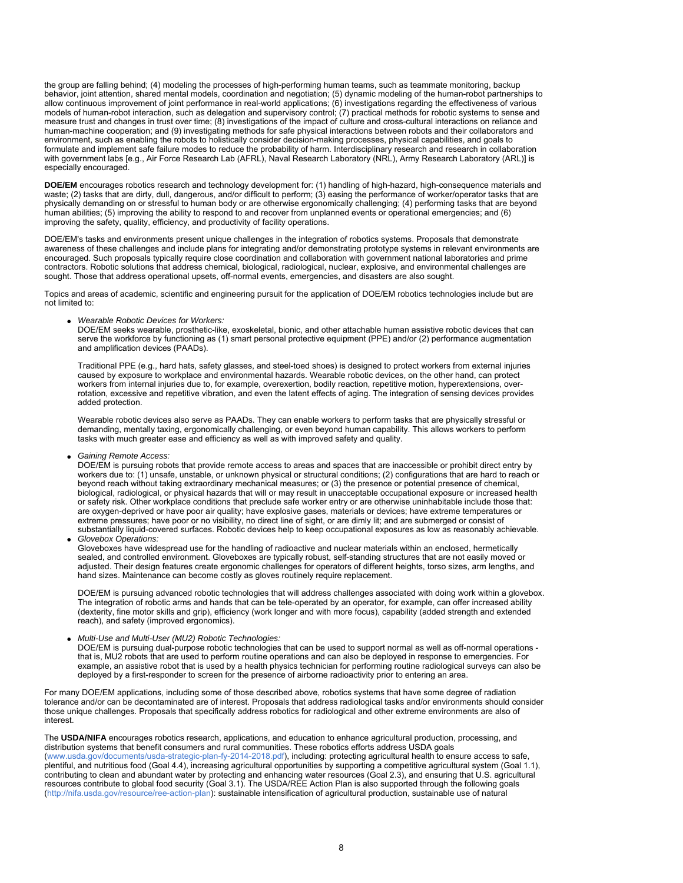the group are falling behind; (4) modeling the processes of high-performing human teams, such as teammate monitoring, backup behavior, joint attention, shared mental models, coordination and negotiation; (5) dynamic modeling of the human-robot partnerships to allow continuous improvement of joint performance in real-world applications; (6) investigations regarding the effectiveness of various models of human-robot interaction, such as delegation and supervisory control; (7) practical methods for robotic systems to sense and measure trust and changes in trust over time; (8) investigations of the impact of culture and cross-cultural interactions on reliance and human-machine cooperation; and (9) investigating methods for safe physical interactions between robots and their collaborators and environment, such as enabling the robots to holistically consider decision-making processes, physical capabilities, and goals to formulate and implement safe failure modes to reduce the probability of harm. Interdisciplinary research and research in collaboration with government labs [e.g., Air Force Research Lab (AFRL), Naval Research Laboratory (NRL), Army Research Laboratory (ARL)] is especially encouraged.

**DOE/EM** encourages robotics research and technology development for: (1) handling of high-hazard, high-consequence materials and waste; (2) tasks that are dirty, dull, dangerous, and/or difficult to perform; (3) easing the performance of worker/operator tasks that are physically demanding on or stressful to human body or are otherwise ergonomically challenging; (4) performing tasks that are beyond human abilities; (5) improving the ability to respond to and recover from unplanned events or operational emergencies; and (6) improving the safety, quality, efficiency, and productivity of facility operations.

DOE/EM's tasks and environments present unique challenges in the integration of robotics systems. Proposals that demonstrate awareness of these challenges and include plans for integrating and/or demonstrating prototype systems in relevant environments are encouraged. Such proposals typically require close coordination and collaboration with government national laboratories and prime contractors. Robotic solutions that address chemical, biological, radiological, nuclear, explosive, and environmental challenges are sought. Those that address operational upsets, off-normal events, emergencies, and disasters are also sought.

Topics and areas of academic, scientific and engineering pursuit for the application of DOE/EM robotics technologies include but are not limited to:

- *Wearable Robotic Devices for Workers:*
  DOE/EM seeks wearable, prosthetic-like, exoskeletal, bionic, and other attachable human assistive robotic devices that can serve the workforce by functioning as (1) smart personal protective equipment (PPE) and/or (2) performance augmentation and amplification devices (PAADs).

  Traditional PPE (e.g., hard hats, safety glasses, and steel-toed shoes) is designed to protect workers from external injuries caused by exposure to workplace and environmental hazards. Wearable robotic devices, on the other hand, can protect workers from internal injuries due to, for example, overexertion, bodily reaction, repetitive motion, hyperextensions, over-rotation, excessive and repetitive vibration, and even the latent effects of aging. The integration of sensing devices provides added protection.

  Wearable robotic devices also serve as PAADs. They can enable workers to perform tasks that are physically stressful or demanding, mentally taxing, ergonomically challenging, or even beyond human capability. This allows workers to perform tasks with much greater ease and efficiency as well as with improved safety and quality.

- *Gaining Remote Access:*
  DOE/EM is pursuing robots that provide remote access to areas and spaces that are inaccessible or prohibit direct entry by workers due to: (1) unsafe, unstable, or unknown physical or structural conditions; (2) configurations that are hard to reach or beyond reach without taking extraordinary mechanical measures; or (3) the presence or potential presence of chemical, biological, radiological, or physical hazards that will or may result in unacceptable occupational exposure or increased health or safety risk. Other workplace conditions that preclude safe worker entry or are otherwise uninhabitable include those that: are oxygen-deprived or have poor air quality; have explosive gases, materials or devices; have extreme temperatures or extreme pressures; have poor or no visibility, no direct line of sight, or are dimly lit; and are submerged or consist of substantially liquid-covered surfaces. Robotic devices help to keep occupational exposures as low as reasonably achievable.

- *Glovebox Operations:*
  Gloveboxes have widespread use for the handling of radioactive and nuclear materials within an enclosed, hermetically sealed, and controlled environment. Gloveboxes are typically robust, self-standing structures that are not easily moved or adjusted. Their design features create ergonomic challenges for operators of different heights, torso sizes, arm lengths, and hand sizes. Maintenance can become costly as gloves routinely require replacement.

  DOE/EM is pursuing advanced robotic technologies that will address challenges associated with doing work within a glovebox. The integration of robotic arms and hands that can be tele-operated by an operator, for example, can offer increased ability (dexterity, fine motor skills and grip), efficiency (work longer and with more focus), capability (added strength and extended reach), and safety (improved ergonomics).

- *Multi-Use and Multi-User (MU2) Robotic Technologies:*
  DOE/EM is pursuing dual-purpose robotic technologies that can be used to support normal as well as off-normal operations - that is, MU2 robots that are used to perform routine operations and can also be deployed in response to emergencies. For example, an assistive robot that is used by a health physics technician for performing routine radiological surveys can also be deployed by a first-responder to screen for the presence of airborne radioactivity prior to entering an area.

For many DOE/EM applications, including some of those described above, robotics systems that have some degree of radiation tolerance and/or can be decontaminated are of interest. Proposals that address radiological tasks and/or environments should consider those unique challenges. Proposals that specifically address robotics for radiological and other extreme environments are also of interest.

The **USDA/NIFA** encourages robotics research, applications, and education to enhance agricultural production, processing, and distribution systems that benefit consumers and rural communities. These robotics efforts address USDA goals (www.usda.gov/documents/usda-strategic-plan-fy-2014-2018.pdf), including: protecting agricultural health to ensure access to safe, plentiful, and nutritious food (Goal 4.4), increasing agricultural opportunities by supporting a competitive agricultural system (Goal 1.1), contributing to clean and abundant water by protecting and enhancing water resources (Goal 2.3), and ensuring that U.S. agricultural resources contribute to global food security (Goal 3.1). The USDA/REE Action Plan is also supported through the following goals (http://nifa.usda.gov/resource/ree-action-plan): sustainable intensification of agricultural production, sustainable use of natural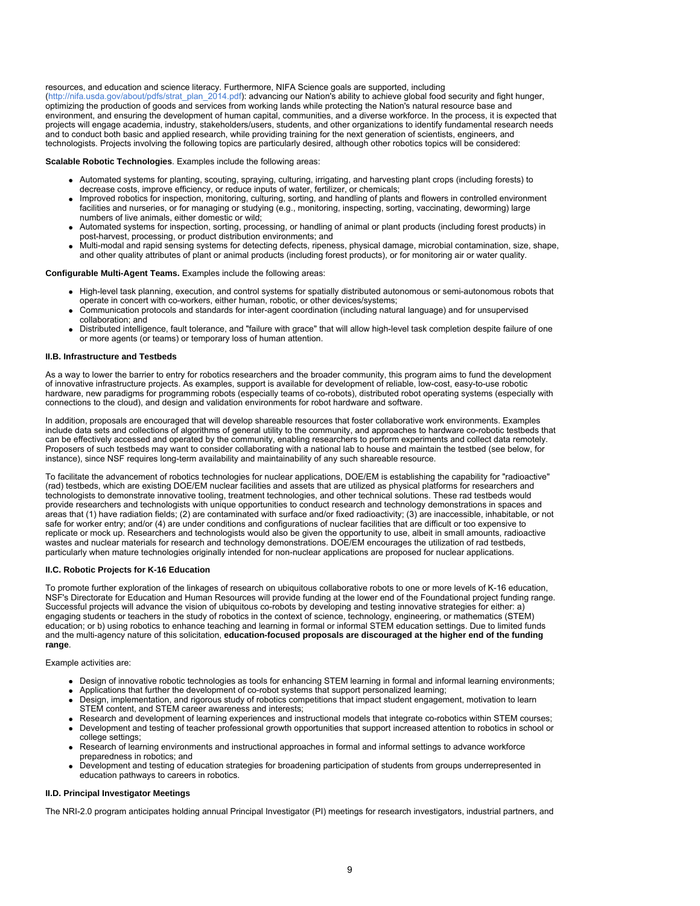resources, and education and science literacy. Furthermore, NIFA Science goals are supported, including (http://nifa.usda.gov/about/pdfs/strat_plan_2014.pdf): advancing our Nation's ability to achieve global food security and fight hunger, optimizing the production of goods and services from working lands while protecting the Nation's natural resource base and environment, and ensuring the development of human capital, communities, and a diverse workforce. In the process, it is expected that projects will engage academia, industry, stakeholders/users, students, and other organizations to identify fundamental research needs and to conduct both basic and applied research, while providing training for the next generation of scientists, engineers, and technologists. Projects involving the following topics are particularly desired, although other robotics topics will be considered:

**Scalable Robotic Technologies**. Examples include the following areas:

- Automated systems for planting, scouting, spraying, culturing, irrigating, and harvesting plant crops (including forests) to decrease costs, improve efficiency, or reduce inputs of water, fertilizer, or chemicals;
- Improved robotics for inspection, monitoring, culturing, sorting, and handling of plants and flowers in controlled environment facilities and nurseries, or for managing or studying (e.g., monitoring, inspecting, sorting, vaccinating, deworming) large numbers of live animals, either domestic or wild;
- Automated systems for inspection, sorting, processing, or handling of animal or plant products (including forest products) in post-harvest, processing, or product distribution environments; and
- Multi-modal and rapid sensing systems for detecting defects, ripeness, physical damage, microbial contamination, size, shape, and other quality attributes of plant or animal products (including forest products), or for monitoring air or water quality.

**Configurable Multi-Agent Teams.** Examples include the following areas:

- High-level task planning, execution, and control systems for spatially distributed autonomous or semi-autonomous robots that operate in concert with co-workers, either human, robotic, or other devices/systems;
- Communication protocols and standards for inter-agent coordination (including natural language) and for unsupervised collaboration; and
- Distributed intelligence, fault tolerance, and "failure with grace" that will allow high-level task completion despite failure of one or more agents (or teams) or temporary loss of human attention.

#### II.B. Infrastructure and Testbeds

As a way to lower the barrier to entry for robotics researchers and the broader community, this program aims to fund the development of innovative infrastructure projects. As examples, support is available for development of reliable, low-cost, easy-to-use robotic hardware, new paradigms for programming robots (especially teams of co-robots), distributed robot operating systems (especially with connections to the cloud), and design and validation environments for robot hardware and software.

In addition, proposals are encouraged that will develop shareable resources that foster collaborative work environments. Examples include data sets and collections of algorithms of general utility to the community, and approaches to hardware co-robotic testbeds that can be effectively accessed and operated by the community, enabling researchers to perform experiments and collect data remotely. Proposers of such testbeds may want to consider collaborating with a national lab to house and maintain the testbed (see below, for instance), since NSF requires long-term availability and maintainability of any such shareable resource.

To facilitate the advancement of robotics technologies for nuclear applications, DOE/EM is establishing the capability for "radioactive" (rad) testbeds, which are existing DOE/EM nuclear facilities and assets that are utilized as physical platforms for researchers and technologists to demonstrate innovative tooling, treatment technologies, and other technical solutions. These rad testbeds would provide researchers and technologists with unique opportunities to conduct research and technology demonstrations in spaces and areas that (1) have radiation fields; (2) are contaminated with surface and/or fixed radioactivity; (3) are inaccessible, inhabitable, or not safe for worker entry; and/or (4) are under conditions and configurations of nuclear facilities that are difficult or too expensive to replicate or mock up. Researchers and technologists would also be given the opportunity to use, albeit in small amounts, radioactive wastes and nuclear materials for research and technology demonstrations. DOE/EM encourages the utilization of rad testbeds, particularly when mature technologies originally intended for non-nuclear applications are proposed for nuclear applications.

#### II.C. Robotic Projects for K-16 Education

To promote further exploration of the linkages of research on ubiquitous collaborative robots to one or more levels of K-16 education, NSF's Directorate for Education and Human Resources will provide funding at the lower end of the Foundational project funding range. Successful projects will advance the vision of ubiquitous co-robots by developing and testing innovative strategies for either: a) engaging students or teachers in the study of robotics in the context of science, technology, engineering, or mathematics (STEM) education; or b) using robotics to enhance teaching and learning in formal or informal STEM education settings. Due to limited funds and the multi-agency nature of this solicitation, **education-focused proposals are discouraged at the higher end of the funding range**.

Example activities are:

- Design of innovative robotic technologies as tools for enhancing STEM learning in formal and informal learning environments;
- Applications that further the development of co-robot systems that support personalized learning;
- Design, implementation, and rigorous study of robotics competitions that impact student engagement, motivation to learn STEM content, and STEM career awareness and interests;
- Research and development of learning experiences and instructional models that integrate co-robotics within STEM courses;
- Development and testing of teacher professional growth opportunities that support increased attention to robotics in school or college settings;
- Research of learning environments and instructional approaches in formal and informal settings to advance workforce preparedness in robotics; and
- Development and testing of education strategies for broadening participation of students from groups underrepresented in education pathways to careers in robotics.

#### II.D. Principal Investigator Meetings

The NRI-2.0 program anticipates holding annual Principal Investigator (PI) meetings for research investigators, industrial partners, and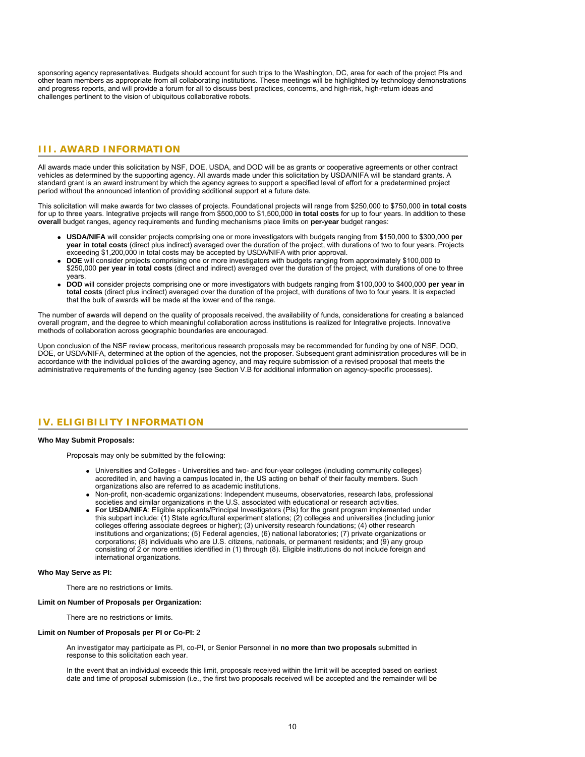sponsoring agency representatives. Budgets should account for such trips to the Washington, DC, area for each of the project PIs and other team members as appropriate from all collaborating institutions. These meetings will be highlighted by technology demonstrations and progress reports, and will provide a forum for all to discuss best practices, concerns, and high-risk, high-return ideas and challenges pertinent to the vision of ubiquitous collaborative robots.

## III. AWARD INFORMATION

All awards made under this solicitation by NSF, DOE, USDA, and DOD will be as grants or cooperative agreements or other contract vehicles as determined by the supporting agency. All awards made under this solicitation by USDA/NIFA will be standard grants. A standard grant is an award instrument by which the agency agrees to support a specified level of effort for a predetermined project period without the announced intention of providing additional support at a future date.

This solicitation will make awards for two classes of projects. Foundational projects will range from $250,000 to $750,000 **in total costs** for up to three years. Integrative projects will range from $500,000 to $1,500,000 **in total costs** for up to four years. In addition to these **overall** budget ranges, agency requirements and funding mechanisms place limits on **per-year** budget ranges:

- **USDA/NIFA** will consider projects comprising one or more investigators with budgets ranging from $150,000 to $300,000 **per year in total costs** (direct plus indirect) averaged over the duration of the project, with durations of two to four years. Projects exceeding $1,200,000 in total costs may be accepted by USDA/NIFA with prior approval.
- **DOE** will consider projects comprising one or more investigators with budgets ranging from approximately $100,000 to $250,000 **per year in total costs** (direct and indirect) averaged over the duration of the project, with durations of one to three years.
- **DOD** will consider projects comprising one or more investigators with budgets ranging from $100,000 to $400,000 **per year in total costs** (direct plus indirect) averaged over the duration of the project, with durations of two to four years. It is expected that the bulk of awards will be made at the lower end of the range.

The number of awards will depend on the quality of proposals received, the availability of funds, considerations for creating a balanced overall program, and the degree to which meaningful collaboration across institutions is realized for Integrative projects. Innovative methods of collaboration across geographic boundaries are encouraged.

Upon conclusion of the NSF review process, meritorious research proposals may be recommended for funding by one of NSF, DOD, DOE, or USDA/NIFA, determined at the option of the agencies, not the proposer. Subsequent grant administration procedures will be in accordance with the individual policies of the awarding agency, and may require submission of a revised proposal that meets the administrative requirements of the funding agency (see Section V.B for additional information on agency-specific processes).

## IV. ELIGIBILITY INFORMATION

**Who May Submit Proposals:**

Proposals may only be submitted by the following:

- Universities and Colleges - Universities and two- and four-year colleges (including community colleges) accredited in, and having a campus located in, the US acting on behalf of their faculty members. Such organizations also are referred to as academic institutions.
- Non-profit, non-academic organizations: Independent museums, observatories, research labs, professional societies and similar organizations in the U.S. associated with educational or research activities.
- **For USDA/NIFA**: Eligible applicants/Principal Investigators (PIs) for the grant program implemented under this subpart include: (1) State agricultural experiment stations; (2) colleges and universities (including junior colleges offering associate degrees or higher); (3) university research foundations; (4) other research institutions and organizations; (5) Federal agencies, (6) national laboratories; (7) private organizations or corporations; (8) individuals who are U.S. citizens, nationals, or permanent residents; and (9) any group consisting of 2 or more entities identified in (1) through (8). Eligible institutions do not include foreign and international organizations.

**Who May Serve as PI:**

There are no restrictions or limits.

**Limit on Number of Proposals per Organization:**

There are no restrictions or limits.

**Limit on Number of Proposals per PI or Co-PI:** 2

An investigator may participate as PI, co-PI, or Senior Personnel in **no more than two proposals** submitted in response to this solicitation each year.

In the event that an individual exceeds this limit, proposals received within the limit will be accepted based on earliest date and time of proposal submission (i.e., the first two proposals received will be accepted and the remainder will be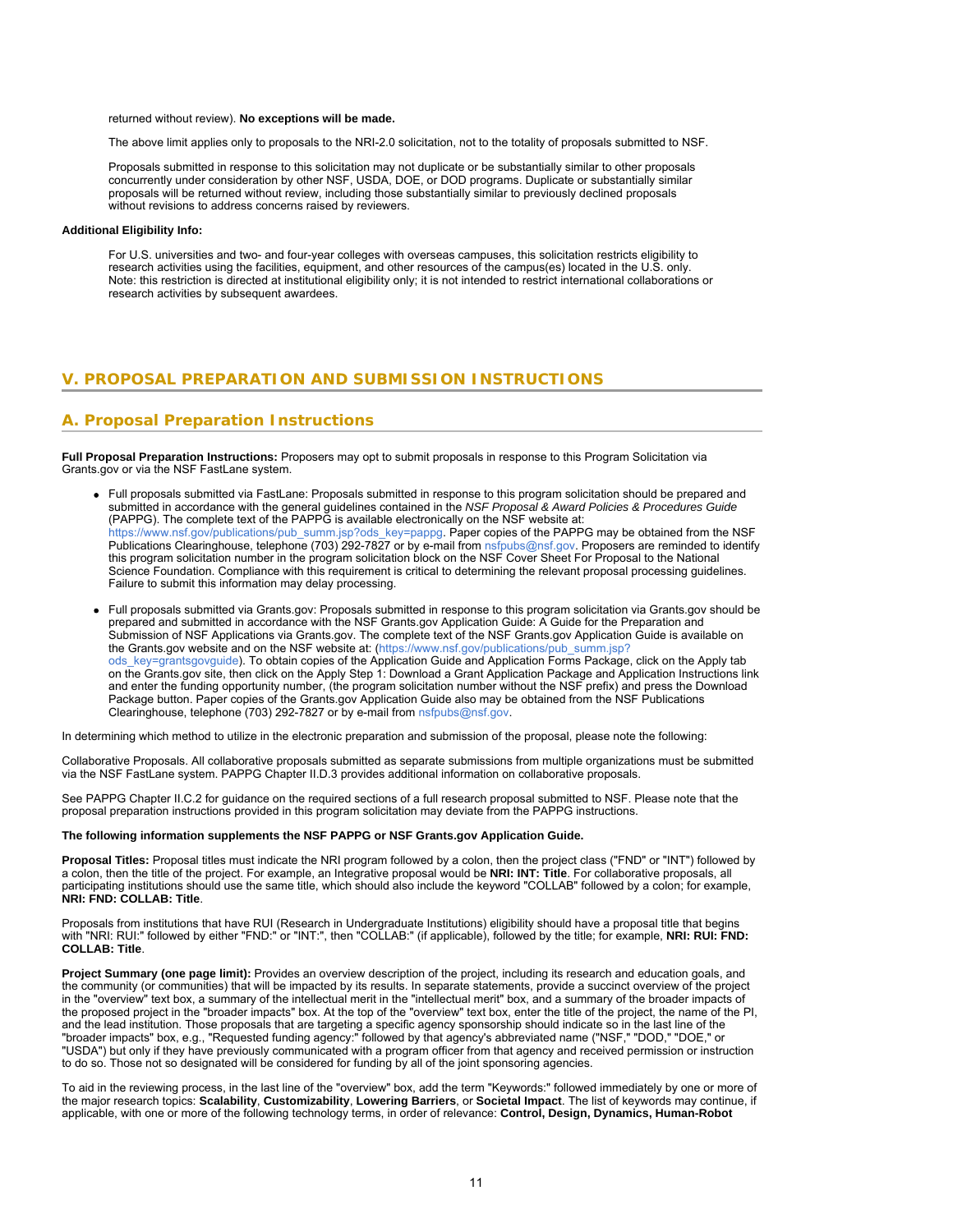returned without review). **No exceptions will be made.**

The above limit applies only to proposals to the NRI-2.0 solicitation, not to the totality of proposals submitted to NSF.

Proposals submitted in response to this solicitation may not duplicate or be substantially similar to other proposals concurrently under consideration by other NSF, USDA, DOE, or DOD programs. Duplicate or substantially similar proposals will be returned without review, including those substantially similar to previously declined proposals without revisions to address concerns raised by reviewers.

**Additional Eligibility Info:**

For U.S. universities and two- and four-year colleges with overseas campuses, this solicitation restricts eligibility to research activities using the facilities, equipment, and other resources of the campus(es) located in the U.S. only. Note: this restriction is directed at institutional eligibility only; it is not intended to restrict international collaborations or research activities by subsequent awardees.

## V. PROPOSAL PREPARATION AND SUBMISSION INSTRUCTIONS

### A. Proposal Preparation Instructions

**Full Proposal Preparation Instructions:** Proposers may opt to submit proposals in response to this Program Solicitation via Grants.gov or via the NSF FastLane system.

- Full proposals submitted via FastLane: Proposals submitted in response to this program solicitation should be prepared and submitted in accordance with the general guidelines contained in the *NSF Proposal & Award Policies & Procedures Guide* (PAPPG). The complete text of the PAPPG is available electronically on the NSF website at: https://www.nsf.gov/publications/pub_summ.jsp?ods_key=pappg. Paper copies of the PAPPG may be obtained from the NSF Publications Clearinghouse, telephone (703) 292-7827 or by e-mail from nsfpubs@nsf.gov. Proposers are reminded to identify this program solicitation number in the program solicitation block on the NSF Cover Sheet For Proposal to the National Science Foundation. Compliance with this requirement is critical to determining the relevant proposal processing guidelines. Failure to submit this information may delay processing.

- Full proposals submitted via Grants.gov: Proposals submitted in response to this program solicitation via Grants.gov should be prepared and submitted in accordance with the NSF Grants.gov Application Guide: A Guide for the Preparation and Submission of NSF Applications via Grants.gov. The complete text of the NSF Grants.gov Application Guide is available on the Grants.gov website and on the NSF website at: (https://www.nsf.gov/publications/pub_summ.jsp?ods_key=grantsgovguide). To obtain copies of the Application Guide and Application Forms Package, click on the Apply tab on the Grants.gov site, then click on the Apply Step 1: Download a Grant Application Package and Application Instructions link and enter the funding opportunity number, (the program solicitation number without the NSF prefix) and press the Download Package button. Paper copies of the Grants.gov Application Guide also may be obtained from the NSF Publications Clearinghouse, telephone (703) 292-7827 or by e-mail from nsfpubs@nsf.gov.

In determining which method to utilize in the electronic preparation and submission of the proposal, please note the following:

Collaborative Proposals. All collaborative proposals submitted as separate submissions from multiple organizations must be submitted via the NSF FastLane system. PAPPG Chapter II.D.3 provides additional information on collaborative proposals.

See PAPPG Chapter II.C.2 for guidance on the required sections of a full research proposal submitted to NSF. Please note that the proposal preparation instructions provided in this program solicitation may deviate from the PAPPG instructions.

**The following information supplements the NSF PAPPG or NSF Grants.gov Application Guide.**

**Proposal Titles:** Proposal titles must indicate the NRI program followed by a colon, then the project class ("FND" or "INT") followed by a colon, then the title of the project. For example, an Integrative proposal would be **NRI: INT: Title**. For collaborative proposals, all participating institutions should use the same title, which should also include the keyword "COLLAB" followed by a colon; for example, **NRI: FND: COLLAB: Title**.

Proposals from institutions that have RUI (Research in Undergraduate Institutions) eligibility should have a proposal title that begins with "NRI: RUI:" followed by either "FND:" or "INT:", then "COLLAB:" (if applicable), followed by the title; for example, **NRI: RUI: FND: COLLAB: Title**.

**Project Summary (one page limit):** Provides an overview description of the project, including its research and education goals, and the community (or communities) that will be impacted by its results. In separate statements, provide a succinct overview of the project in the "overview" text box, a summary of the intellectual merit in the "intellectual merit" box, and a summary of the broader impacts of the proposed project in the "broader impacts" box. At the top of the "overview" text box, enter the title of the project, the name of the PI, and the lead institution. Those proposals that are targeting a specific agency sponsorship should indicate so in the last line of the "broader impacts" box, e.g., "Requested funding agency:" followed by that agency's abbreviated name ("NSF," "DOD," "DOE," or "USDA") but only if they have previously communicated with a program officer from that agency and received permission or instruction to do so. Those not so designated will be considered for funding by all of the joint sponsoring agencies.

To aid in the reviewing process, in the last line of the "overview" box, add the term "Keywords:" followed immediately by one or more of the major research topics: **Scalability**, **Customizability**, **Lowering Barriers**, or **Societal Impact**. The list of keywords may continue, if applicable, with one or more of the following technology terms, in order of relevance: **Control, Design, Dynamics, Human-Robot**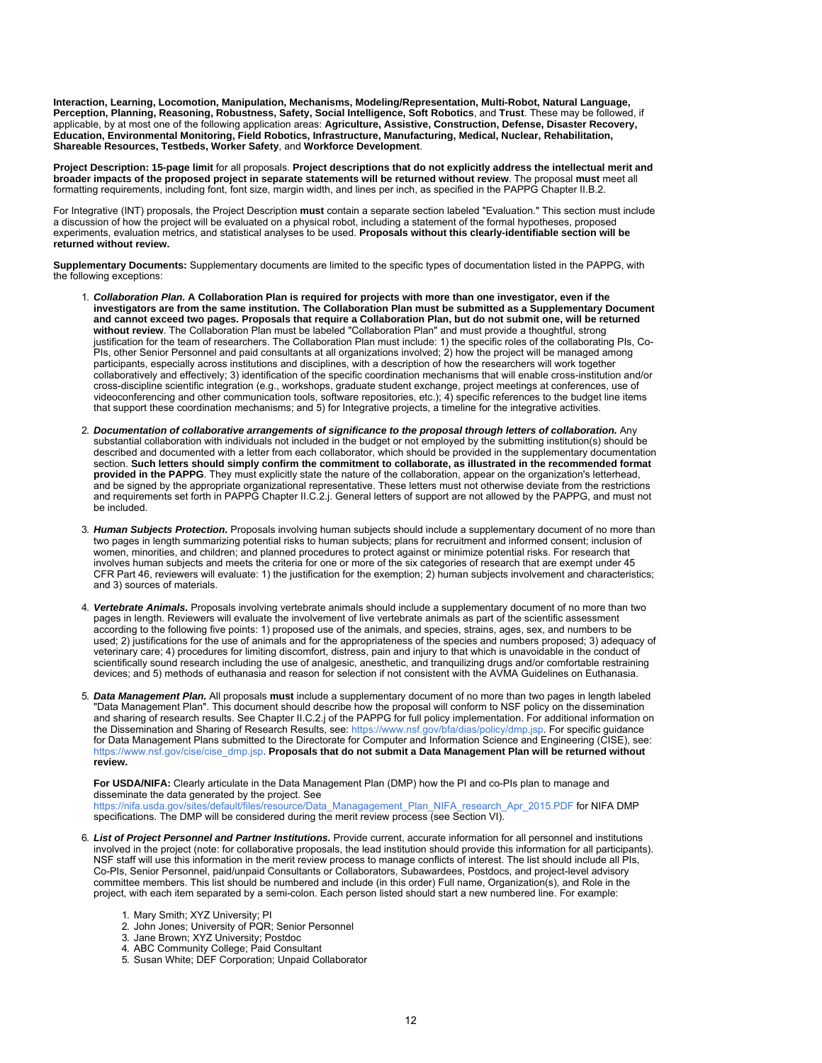**Interaction, Learning, Locomotion, Manipulation, Mechanisms, Modeling/Representation, Multi-Robot, Natural Language, Perception, Planning, Reasoning, Robustness, Safety, Social Intelligence, Soft Robotics**, and **Trust**. These may be followed, if applicable, by at most one of the following application areas: **Agriculture, Assistive, Construction, Defense, Disaster Recovery, Education, Environmental Monitoring, Field Robotics, Infrastructure, Manufacturing, Medical, Nuclear, Rehabilitation, Shareable Resources, Testbeds, Worker Safety**, and **Workforce Development**.

**Project Description: 15-page limit** for all proposals. **Project descriptions that do not explicitly address the intellectual merit and broader impacts of the proposed project in separate statements will be returned without review**. The proposal **must** meet all formatting requirements, including font, font size, margin width, and lines per inch, as specified in the PAPPG Chapter II.B.2.

For Integrative (INT) proposals, the Project Description **must** contain a separate section labeled "Evaluation." This section must include a discussion of how the project will be evaluated on a physical robot, including a statement of the formal hypotheses, proposed experiments, evaluation metrics, and statistical analyses to be used. **Proposals without this clearly-identifiable section will be returned without review.**

**Supplementary Documents:** Supplementary documents are limited to the specific types of documentation listed in the PAPPG, with the following exceptions:

1. ***Collaboration Plan.*** **A Collaboration Plan is required for projects with more than one investigator, even if the investigators are from the same institution. The Collaboration Plan must be submitted as a Supplementary Document and cannot exceed two pages. Proposals that require a Collaboration Plan, but do not submit one, will be returned without review**. The Collaboration Plan must be labeled "Collaboration Plan" and must provide a thoughtful, strong justification for the team of researchers. The Collaboration Plan must include: 1) the specific roles of the collaborating PIs, Co-PIs, other Senior Personnel and paid consultants at all organizations involved; 2) how the project will be managed among participants, especially across institutions and disciplines, with a description of how the researchers will work together collaboratively and effectively; 3) identification of the specific coordination mechanisms that will enable cross-institution and/or cross-discipline scientific integration (e.g., workshops, graduate student exchange, project meetings at conferences, use of videoconferencing and other communication tools, software repositories, etc.); 4) specific references to the budget line items that support these coordination mechanisms; and 5) for Integrative projects, a timeline for the integrative activities.

2. ***Documentation of collaborative arrangements of significance to the proposal through letters of collaboration.*** Any substantial collaboration with individuals not included in the budget or not employed by the submitting institution(s) should be described and documented with a letter from each collaborator, which should be provided in the supplementary documentation section. **Such letters should simply confirm the commitment to collaborate, as illustrated in the recommended format provided in the PAPPG**. They must explicitly state the nature of the collaboration, appear on the organization's letterhead, and be signed by the appropriate organizational representative. These letters must not otherwise deviate from the restrictions and requirements set forth in PAPPG Chapter II.C.2.j. General letters of support are not allowed by the PAPPG, and must not be included.

3. ***Human Subjects Protection.*** Proposals involving human subjects should include a supplementary document of no more than two pages in length summarizing potential risks to human subjects; plans for recruitment and informed consent; inclusion of women, minorities, and children; and planned procedures to protect against or minimize potential risks. For research that involves human subjects and meets the criteria for one or more of the six categories of research that are exempt under 45 CFR Part 46, reviewers will evaluate: 1) the justification for the exemption; 2) human subjects involvement and characteristics; and 3) sources of materials.

4. ***Vertebrate Animals.*** Proposals involving vertebrate animals should include a supplementary document of no more than two pages in length. Reviewers will evaluate the involvement of live vertebrate animals as part of the scientific assessment according to the following five points: 1) proposed use of the animals, and species, strains, ages, sex, and numbers to be used; 2) justifications for the use of animals and for the appropriateness of the species and numbers proposed; 3) adequacy of veterinary care; 4) procedures for limiting discomfort, distress, pain and injury to that which is unavoidable in the conduct of scientifically sound research including the use of analgesic, anesthetic, and tranquilizing drugs and/or comfortable restraining devices; and 5) methods of euthanasia and reason for selection if not consistent with the AVMA Guidelines on Euthanasia.

5. ***Data Management Plan.*** All proposals **must** include a supplementary document of no more than two pages in length labeled "Data Management Plan". This document should describe how the proposal will conform to NSF policy on the dissemination and sharing of research results. See Chapter II.C.2.j of the PAPPG for full policy implementation. For additional information on the Dissemination and Sharing of Research Results, see: https://www.nsf.gov/bfa/dias/policy/dmp.jsp. For specific guidance for Data Management Plans submitted to the Directorate for Computer and Information Science and Engineering (CISE), see: https://www.nsf.gov/cise/cise_dmp.jsp. **Proposals that do not submit a Data Management Plan will be returned without review.**

   **For USDA/NIFA:** Clearly articulate in the Data Management Plan (DMP) how the PI and co-PIs plan to manage and disseminate the data generated by the project. See https://nifa.usda.gov/sites/default/files/resource/Data_Managagement_Plan_NIFA_research_Apr_2015.PDF for NIFA DMP specifications. The DMP will be considered during the merit review process (see Section VI).

6. ***List of Project Personnel and Partner Institutions.*** Provide current, accurate information for all personnel and institutions involved in the project (note: for collaborative proposals, the lead institution should provide this information for all participants). NSF staff will use this information in the merit review process to manage conflicts of interest. The list should include all PIs, Co-PIs, Senior Personnel, paid/unpaid Consultants or Collaborators, Subawardees, Postdocs, and project-level advisory committee members. This list should be numbered and include (in this order) Full name, Organization(s), and Role in the project, with each item separated by a semi-colon. Each person listed should start a new numbered line. For example:

   1. Mary Smith; XYZ University; PI
   2. John Jones; University of PQR; Senior Personnel
   3. Jane Brown; XYZ University; Postdoc
   4. ABC Community College; Paid Consultant
   5. Susan White; DEF Corporation; Unpaid Collaborator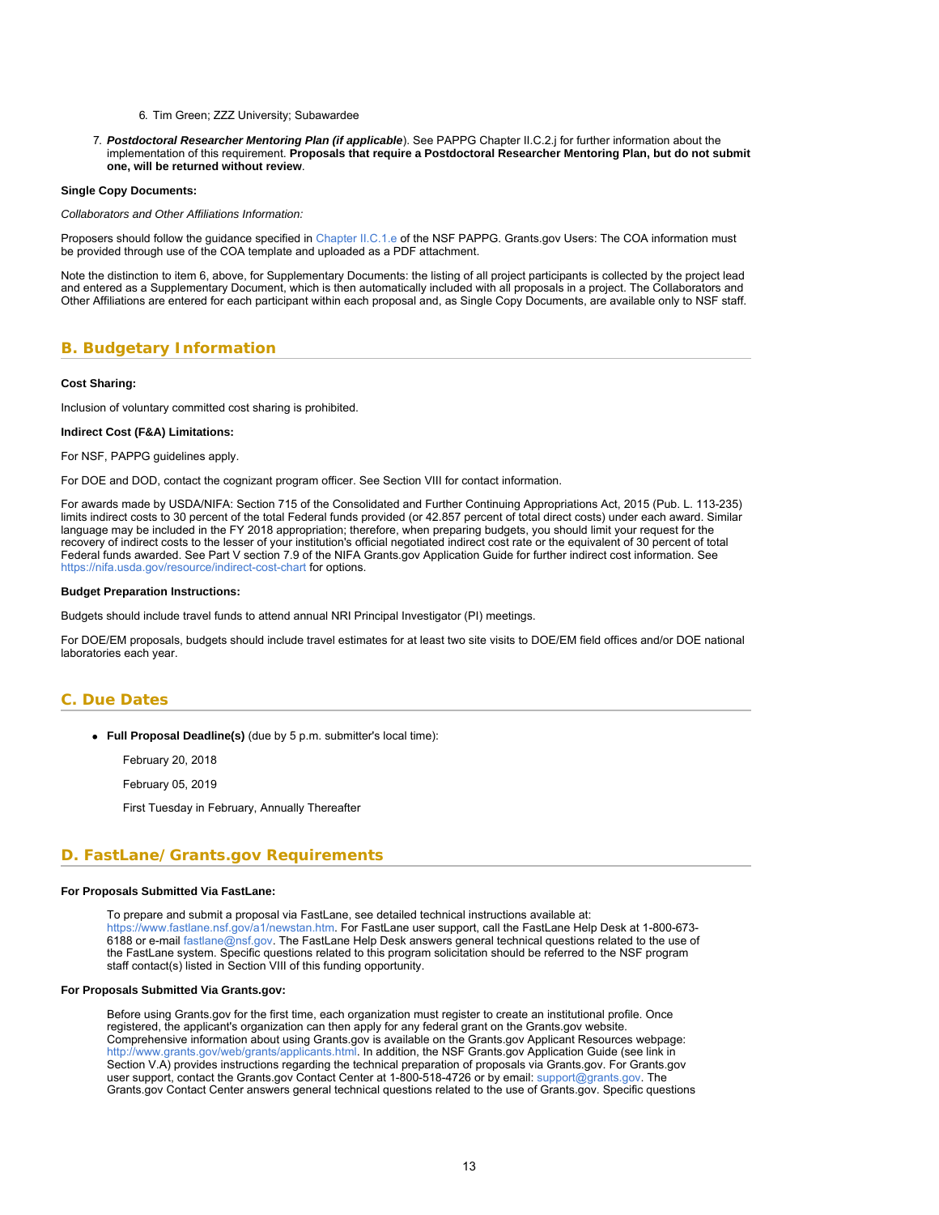6. Tim Green; ZZZ University; Subawardee

7. ***Postdoctoral Researcher Mentoring Plan (if applicable***). See PAPPG Chapter II.C.2.j for further information about the implementation of this requirement. **Proposals that require a Postdoctoral Researcher Mentoring Plan, but do not submit one, will be returned without review**.

**Single Copy Documents:**

*Collaborators and Other Affiliations Information:*

Proposers should follow the guidance specified in Chapter II.C.1.e of the NSF PAPPG. Grants.gov Users: The COA information must be provided through use of the COA template and uploaded as a PDF attachment.

Note the distinction to item 6, above, for Supplementary Documents: the listing of all project participants is collected by the project lead and entered as a Supplementary Document, which is then automatically included with all proposals in a project. The Collaborators and Other Affiliations are entered for each participant within each proposal and, as Single Copy Documents, are available only to NSF staff.

## B. Budgetary Information

**Cost Sharing:**

Inclusion of voluntary committed cost sharing is prohibited.

**Indirect Cost (F&A) Limitations:**

For NSF, PAPPG guidelines apply.

For DOE and DOD, contact the cognizant program officer. See Section VIII for contact information.

For awards made by USDA/NIFA: Section 715 of the Consolidated and Further Continuing Appropriations Act, 2015 (Pub. L. 113-235) limits indirect costs to 30 percent of the total Federal funds provided (or 42.857 percent of total direct costs) under each award. Similar language may be included in the FY 2018 appropriation; therefore, when preparing budgets, you should limit your request for the recovery of indirect costs to the lesser of your institution's official negotiated indirect cost rate or the equivalent of 30 percent of total Federal funds awarded. See Part V section 7.9 of the NIFA Grants.gov Application Guide for further indirect cost information. See https://nifa.usda.gov/resource/indirect-cost-chart for options.

**Budget Preparation Instructions:**

Budgets should include travel funds to attend annual NRI Principal Investigator (PI) meetings.

For DOE/EM proposals, budgets should include travel estimates for at least two site visits to DOE/EM field offices and/or DOE national laboratories each year.

## C. Due Dates

- **Full Proposal Deadline(s)** (due by 5 p.m. submitter's local time):

  February 20, 2018

  February 05, 2019

  First Tuesday in February, Annually Thereafter

## D. FastLane/Grants.gov Requirements

**For Proposals Submitted Via FastLane:**

To prepare and submit a proposal via FastLane, see detailed technical instructions available at: https://www.fastlane.nsf.gov/a1/newstan.htm. For FastLane user support, call the FastLane Help Desk at 1-800-673-6188 or e-mail fastlane@nsf.gov. The FastLane Help Desk answers general technical questions related to the use of the FastLane system. Specific questions related to this program solicitation should be referred to the NSF program staff contact(s) listed in Section VIII of this funding opportunity.

**For Proposals Submitted Via Grants.gov:**

Before using Grants.gov for the first time, each organization must register to create an institutional profile. Once registered, the applicant's organization can then apply for any federal grant on the Grants.gov website. Comprehensive information about using Grants.gov is available on the Grants.gov Applicant Resources webpage: http://www.grants.gov/web/grants/applicants.html. In addition, the NSF Grants.gov Application Guide (see link in Section V.A) provides instructions regarding the technical preparation of proposals via Grants.gov. For Grants.gov user support, contact the Grants.gov Contact Center at 1-800-518-4726 or by email: support@grants.gov. The Grants.gov Contact Center answers general technical questions related to the use of Grants.gov. Specific questions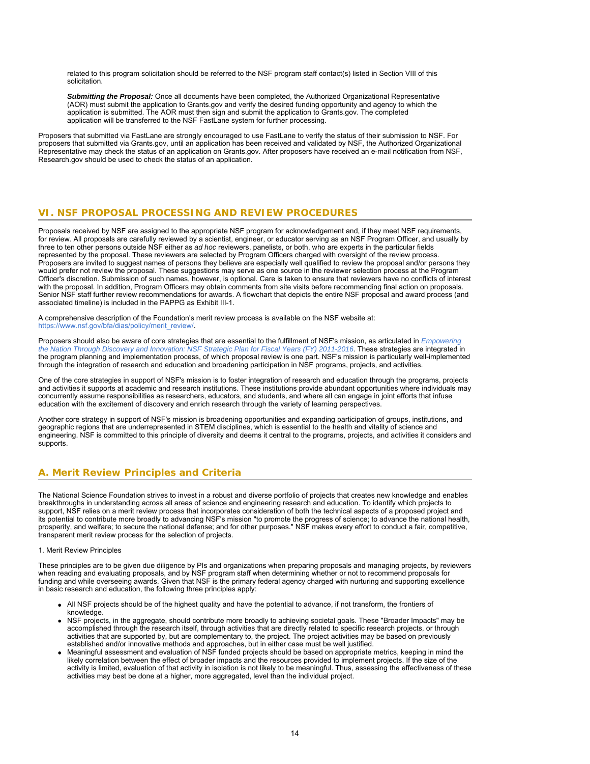related to this program solicitation should be referred to the NSF program staff contact(s) listed in Section VIII of this solicitation.

***Submitting the Proposal:*** Once all documents have been completed, the Authorized Organizational Representative (AOR) must submit the application to Grants.gov and verify the desired funding opportunity and agency to which the application is submitted. The AOR must then sign and submit the application to Grants.gov. The completed application will be transferred to the NSF FastLane system for further processing.

Proposers that submitted via FastLane are strongly encouraged to use FastLane to verify the status of their submission to NSF. For proposers that submitted via Grants.gov, until an application has been received and validated by NSF, the Authorized Organizational Representative may check the status of an application on Grants.gov. After proposers have received an e-mail notification from NSF, Research.gov should be used to check the status of an application.

## VI. NSF PROPOSAL PROCESSING AND REVIEW PROCEDURES

Proposals received by NSF are assigned to the appropriate NSF program for acknowledgement and, if they meet NSF requirements, for review. All proposals are carefully reviewed by a scientist, engineer, or educator serving as an NSF Program Officer, and usually by three to ten other persons outside NSF either as *ad hoc* reviewers, panelists, or both, who are experts in the particular fields represented by the proposal. These reviewers are selected by Program Officers charged with oversight of the review process. Proposers are invited to suggest names of persons they believe are especially well qualified to review the proposal and/or persons they would prefer not review the proposal. These suggestions may serve as one source in the reviewer selection process at the Program Officer's discretion. Submission of such names, however, is optional. Care is taken to ensure that reviewers have no conflicts of interest with the proposal. In addition, Program Officers may obtain comments from site visits before recommending final action on proposals. Senior NSF staff further review recommendations for awards. A flowchart that depicts the entire NSF proposal and award process (and associated timeline) is included in the PAPPG as Exhibit III-1.

A comprehensive description of the Foundation's merit review process is available on the NSF website at: https://www.nsf.gov/bfa/dias/policy/merit_review/.

Proposers should also be aware of core strategies that are essential to the fulfillment of NSF's mission, as articulated in *Empowering the Nation Through Discovery and Innovation: NSF Strategic Plan for Fiscal Years (FY) 2011-2016*. These strategies are integrated in the program planning and implementation process, of which proposal review is one part. NSF's mission is particularly well-implemented through the integration of research and education and broadening participation in NSF programs, projects, and activities.

One of the core strategies in support of NSF's mission is to foster integration of research and education through the programs, projects and activities it supports at academic and research institutions. These institutions provide abundant opportunities where individuals may concurrently assume responsibilities as researchers, educators, and students, and where all can engage in joint efforts that infuse education with the excitement of discovery and enrich research through the variety of learning perspectives.

Another core strategy in support of NSF's mission is broadening opportunities and expanding participation of groups, institutions, and geographic regions that are underrepresented in STEM disciplines, which is essential to the health and vitality of science and engineering. NSF is committed to this principle of diversity and deems it central to the programs, projects, and activities it considers and supports.

### A. Merit Review Principles and Criteria

The National Science Foundation strives to invest in a robust and diverse portfolio of projects that creates new knowledge and enables breakthroughs in understanding across all areas of science and engineering research and education. To identify which projects to support, NSF relies on a merit review process that incorporates consideration of both the technical aspects of a proposed project and its potential to contribute more broadly to advancing NSF's mission "to promote the progress of science; to advance the national health, prosperity, and welfare; to secure the national defense; and for other purposes." NSF makes every effort to conduct a fair, competitive, transparent merit review process for the selection of projects.

1. Merit Review Principles

These principles are to be given due diligence by PIs and organizations when preparing proposals and managing projects, by reviewers when reading and evaluating proposals, and by NSF program staff when determining whether or not to recommend proposals for funding and while overseeing awards. Given that NSF is the primary federal agency charged with nurturing and supporting excellence in basic research and education, the following three principles apply:

- All NSF projects should be of the highest quality and have the potential to advance, if not transform, the frontiers of knowledge.
- NSF projects, in the aggregate, should contribute more broadly to achieving societal goals. These "Broader Impacts" may be accomplished through the research itself, through activities that are directly related to specific research projects, or through activities that are supported by, but are complementary to, the project. The project activities may be based on previously established and/or innovative methods and approaches, but in either case must be well justified.
- Meaningful assessment and evaluation of NSF funded projects should be based on appropriate metrics, keeping in mind the likely correlation between the effect of broader impacts and the resources provided to implement projects. If the size of the activity is limited, evaluation of that activity in isolation is not likely to be meaningful. Thus, assessing the effectiveness of these activities may best be done at a higher, more aggregated, level than the individual project.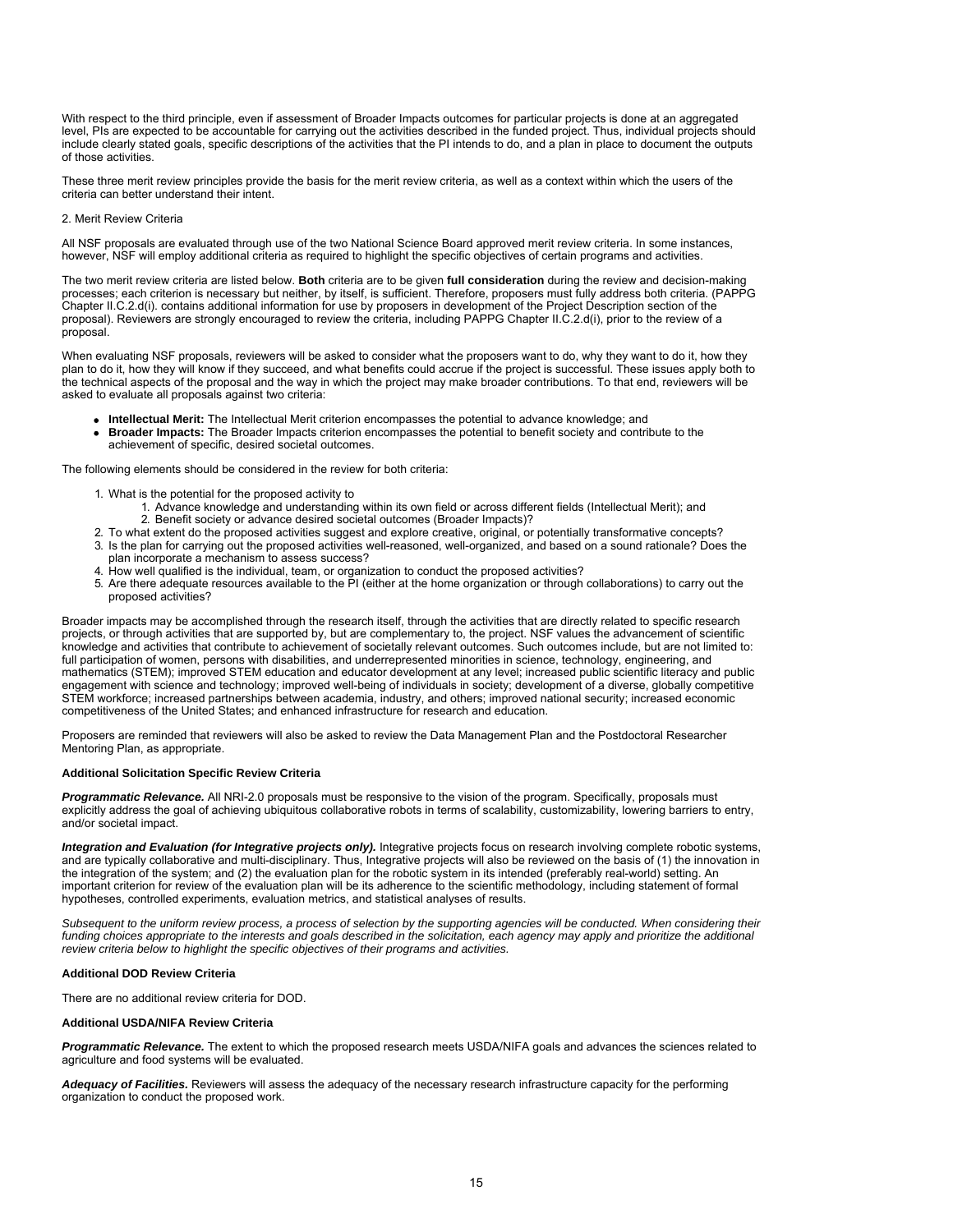With respect to the third principle, even if assessment of Broader Impacts outcomes for particular projects is done at an aggregated level, PIs are expected to be accountable for carrying out the activities described in the funded project. Thus, individual projects should include clearly stated goals, specific descriptions of the activities that the PI intends to do, and a plan in place to document the outputs of those activities.

These three merit review principles provide the basis for the merit review criteria, as well as a context within which the users of the criteria can better understand their intent.

2. Merit Review Criteria

All NSF proposals are evaluated through use of the two National Science Board approved merit review criteria. In some instances, however, NSF will employ additional criteria as required to highlight the specific objectives of certain programs and activities.

The two merit review criteria are listed below. **Both** criteria are to be given **full consideration** during the review and decision-making processes; each criterion is necessary but neither, by itself, is sufficient. Therefore, proposers must fully address both criteria. (PAPPG Chapter II.C.2.d(i). contains additional information for use by proposers in development of the Project Description section of the proposal). Reviewers are strongly encouraged to review the criteria, including PAPPG Chapter II.C.2.d(i), prior to the review of a proposal.

When evaluating NSF proposals, reviewers will be asked to consider what the proposers want to do, why they want to do it, how they plan to do it, how they will know if they succeed, and what benefits could accrue if the project is successful. These issues apply both to the technical aspects of the proposal and the way in which the project may make broader contributions. To that end, reviewers will be asked to evaluate all proposals against two criteria:

- **Intellectual Merit:** The Intellectual Merit criterion encompasses the potential to advance knowledge; and
- **Broader Impacts:** The Broader Impacts criterion encompasses the potential to benefit society and contribute to the achievement of specific, desired societal outcomes.

The following elements should be considered in the review for both criteria:

1. What is the potential for the proposed activity to
    1. Advance knowledge and understanding within its own field or across different fields (Intellectual Merit); and
    2. Benefit society or advance desired societal outcomes (Broader Impacts)?
2. To what extent do the proposed activities suggest and explore creative, original, or potentially transformative concepts?
3. Is the plan for carrying out the proposed activities well-reasoned, well-organized, and based on a sound rationale? Does the plan incorporate a mechanism to assess success?
4. How well qualified is the individual, team, or organization to conduct the proposed activities?
5. Are there adequate resources available to the PI (either at the home organization or through collaborations) to carry out the proposed activities?

Broader impacts may be accomplished through the research itself, through the activities that are directly related to specific research projects, or through activities that are supported by, but are complementary to, the project. NSF values the advancement of scientific knowledge and activities that contribute to achievement of societally relevant outcomes. Such outcomes include, but are not limited to: full participation of women, persons with disabilities, and underrepresented minorities in science, technology, engineering, and mathematics (STEM); improved STEM education and educator development at any level; increased public scientific literacy and public engagement with science and technology; improved well-being of individuals in society; development of a diverse, globally competitive STEM workforce; increased partnerships between academia, industry, and others; improved national security; increased economic competitiveness of the United States; and enhanced infrastructure for research and education.

Proposers are reminded that reviewers will also be asked to review the Data Management Plan and the Postdoctoral Researcher Mentoring Plan, as appropriate.

**Additional Solicitation Specific Review Criteria**

***Programmatic Relevance.*** All NRI-2.0 proposals must be responsive to the vision of the program. Specifically, proposals must explicitly address the goal of achieving ubiquitous collaborative robots in terms of scalability, customizability, lowering barriers to entry, and/or societal impact.

***Integration and Evaluation (for Integrative projects only).*** Integrative projects focus on research involving complete robotic systems, and are typically collaborative and multi-disciplinary. Thus, Integrative projects will also be reviewed on the basis of (1) the innovation in the integration of the system; and (2) the evaluation plan for the robotic system in its intended (preferably real-world) setting. An important criterion for review of the evaluation plan will be its adherence to the scientific methodology, including statement of formal hypotheses, controlled experiments, evaluation metrics, and statistical analyses of results.

*Subsequent to the uniform review process, a process of selection by the supporting agencies will be conducted. When considering their funding choices appropriate to the interests and goals described in the solicitation, each agency may apply and prioritize the additional review criteria below to highlight the specific objectives of their programs and activities.*

**Additional DOD Review Criteria**

There are no additional review criteria for DOD.

**Additional USDA/NIFA Review Criteria**

***Programmatic Relevance.*** The extent to which the proposed research meets USDA/NIFA goals and advances the sciences related to agriculture and food systems will be evaluated.

***Adequacy of Facilities.*** Reviewers will assess the adequacy of the necessary research infrastructure capacity for the performing organization to conduct the proposed work.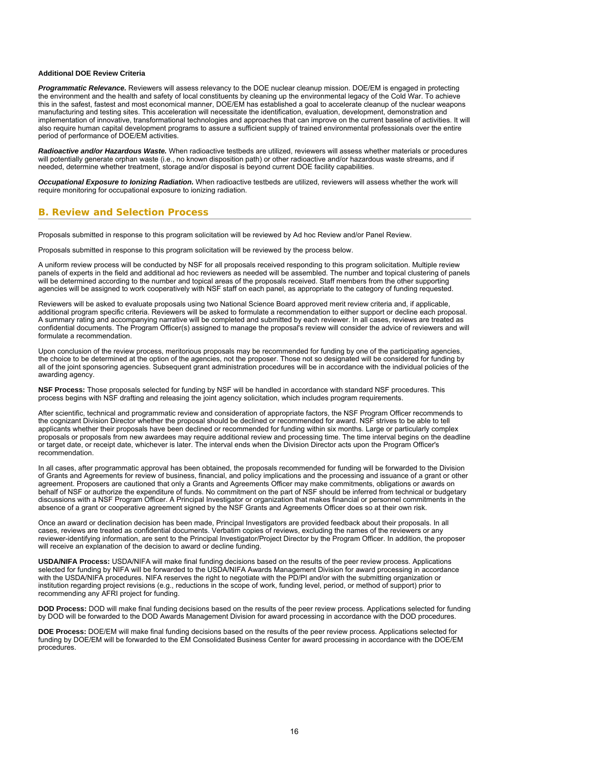**Additional DOE Review Criteria**

***Programmatic Relevance.*** Reviewers will assess relevancy to the DOE nuclear cleanup mission. DOE/EM is engaged in protecting the environment and the health and safety of local constituents by cleaning up the environmental legacy of the Cold War. To achieve this in the safest, fastest and most economical manner, DOE/EM has established a goal to accelerate cleanup of the nuclear weapons manufacturing and testing sites. This acceleration will necessitate the identification, evaluation, development, demonstration and implementation of innovative, transformational technologies and approaches that can improve on the current baseline of activities. It will also require human capital development programs to assure a sufficient supply of trained environmental professionals over the entire period of performance of DOE/EM activities.

***Radioactive and/or Hazardous Waste.*** When radioactive testbeds are utilized, reviewers will assess whether materials or procedures will potentially generate orphan waste (i.e., no known disposition path) or other radioactive and/or hazardous waste streams, and if needed, determine whether treatment, storage and/or disposal is beyond current DOE facility capabilities.

***Occupational Exposure to Ionizing Radiation.*** When radioactive testbeds are utilized, reviewers will assess whether the work will require monitoring for occupational exposure to ionizing radiation.

## B. Review and Selection Process

Proposals submitted in response to this program solicitation will be reviewed by Ad hoc Review and/or Panel Review.

Proposals submitted in response to this program solicitation will be reviewed by the process below.

A uniform review process will be conducted by NSF for all proposals received responding to this program solicitation. Multiple review panels of experts in the field and additional ad hoc reviewers as needed will be assembled. The number and topical clustering of panels will be determined according to the number and topical areas of the proposals received. Staff members from the other supporting agencies will be assigned to work cooperatively with NSF staff on each panel, as appropriate to the category of funding requested.

Reviewers will be asked to evaluate proposals using two National Science Board approved merit review criteria and, if applicable, additional program specific criteria. Reviewers will be asked to formulate a recommendation to either support or decline each proposal. A summary rating and accompanying narrative will be completed and submitted by each reviewer. In all cases, reviews are treated as confidential documents. The Program Officer(s) assigned to manage the proposal's review will consider the advice of reviewers and will formulate a recommendation.

Upon conclusion of the review process, meritorious proposals may be recommended for funding by one of the participating agencies, the choice to be determined at the option of the agencies, not the proposer. Those not so designated will be considered for funding by all of the joint sponsoring agencies. Subsequent grant administration procedures will be in accordance with the individual policies of the awarding agency.

**NSF Process:** Those proposals selected for funding by NSF will be handled in accordance with standard NSF procedures. This process begins with NSF drafting and releasing the joint agency solicitation, which includes program requirements.

After scientific, technical and programmatic review and consideration of appropriate factors, the NSF Program Officer recommends to the cognizant Division Director whether the proposal should be declined or recommended for award. NSF strives to be able to tell applicants whether their proposals have been declined or recommended for funding within six months. Large or particularly complex proposals or proposals from new awardees may require additional review and processing time. The time interval begins on the deadline or target date, or receipt date, whichever is later. The interval ends when the Division Director acts upon the Program Officer's recommendation.

In all cases, after programmatic approval has been obtained, the proposals recommended for funding will be forwarded to the Division of Grants and Agreements for review of business, financial, and policy implications and the processing and issuance of a grant or other agreement. Proposers are cautioned that only a Grants and Agreements Officer may make commitments, obligations or awards on behalf of NSF or authorize the expenditure of funds. No commitment on the part of NSF should be inferred from technical or budgetary discussions with a NSF Program Officer. A Principal Investigator or organization that makes financial or personnel commitments in the absence of a grant or cooperative agreement signed by the NSF Grants and Agreements Officer does so at their own risk.

Once an award or declination decision has been made, Principal Investigators are provided feedback about their proposals. In all cases, reviews are treated as confidential documents. Verbatim copies of reviews, excluding the names of the reviewers or any reviewer-identifying information, are sent to the Principal Investigator/Project Director by the Program Officer. In addition, the proposer will receive an explanation of the decision to award or decline funding.

**USDA/NIFA Process:** USDA/NIFA will make final funding decisions based on the results of the peer review process. Applications selected for funding by NIFA will be forwarded to the USDA/NIFA Awards Management Division for award processing in accordance with the USDA/NIFA procedures. NIFA reserves the right to negotiate with the PD/PI and/or with the submitting organization or institution regarding project revisions (e.g., reductions in the scope of work, funding level, period, or method of support) prior to recommending any AFRI project for funding.

**DOD Process:** DOD will make final funding decisions based on the results of the peer review process. Applications selected for funding by DOD will be forwarded to the DOD Awards Management Division for award processing in accordance with the DOD procedures.

**DOE Process:** DOE/EM will make final funding decisions based on the results of the peer review process. Applications selected for funding by DOE/EM will be forwarded to the EM Consolidated Business Center for award processing in accordance with the DOE/EM procedures.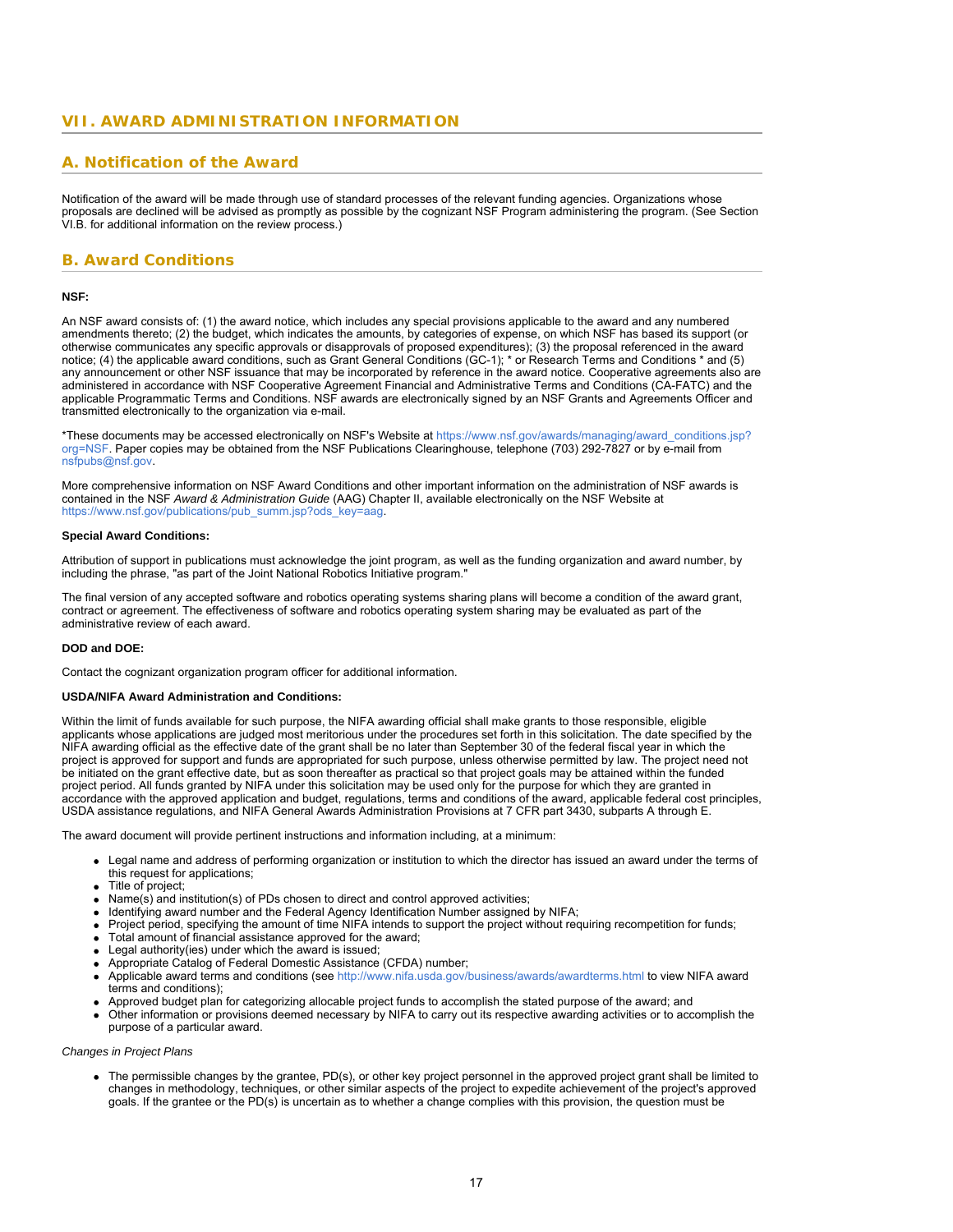## VII. AWARD ADMINISTRATION INFORMATION

### A. Notification of the Award

Notification of the award will be made through use of standard processes of the relevant funding agencies. Organizations whose proposals are declined will be advised as promptly as possible by the cognizant NSF Program administering the program. (See Section VI.B. for additional information on the review process.)

### B. Award Conditions

**NSF:**

An NSF award consists of: (1) the award notice, which includes any special provisions applicable to the award and any numbered amendments thereto; (2) the budget, which indicates the amounts, by categories of expense, on which NSF has based its support (or otherwise communicates any specific approvals or disapprovals of proposed expenditures); (3) the proposal referenced in the award notice; (4) the applicable award conditions, such as Grant General Conditions (GC-1); * or Research Terms and Conditions * and (5) any announcement or other NSF issuance that may be incorporated by reference in the award notice. Cooperative agreements also are administered in accordance with NSF Cooperative Agreement Financial and Administrative Terms and Conditions (CA-FATC) and the applicable Programmatic Terms and Conditions. NSF awards are electronically signed by an NSF Grants and Agreements Officer and transmitted electronically to the organization via e-mail.

*These documents may be accessed electronically on NSF's Website at https://www.nsf.gov/awards/managing/award_conditions.jsp?org=NSF. Paper copies may be obtained from the NSF Publications Clearinghouse, telephone (703) 292-7827 or by e-mail from nsfpubs@nsf.gov.

More comprehensive information on NSF Award Conditions and other important information on the administration of NSF awards is contained in the NSF *Award & Administration Guide* (AAG) Chapter II, available electronically on the NSF Website at https://www.nsf.gov/publications/pub_summ.jsp?ods_key=aag.

**Special Award Conditions:**

Attribution of support in publications must acknowledge the joint program, as well as the funding organization and award number, by including the phrase, "as part of the Joint National Robotics Initiative program."

The final version of any accepted software and robotics operating systems sharing plans will become a condition of the award grant, contract or agreement. The effectiveness of software and robotics operating system sharing may be evaluated as part of the administrative review of each award.

**DOD and DOE:**

Contact the cognizant organization program officer for additional information.

**USDA/NIFA Award Administration and Conditions:**

Within the limit of funds available for such purpose, the NIFA awarding official shall make grants to those responsible, eligible applicants whose applications are judged most meritorious under the procedures set forth in this solicitation. The date specified by the NIFA awarding official as the effective date of the grant shall be no later than September 30 of the federal fiscal year in which the project is approved for support and funds are appropriated for such purpose, unless otherwise permitted by law. The project need not be initiated on the grant effective date, but as soon thereafter as practical so that project goals may be attained within the funded project period. All funds granted by NIFA under this solicitation may be used only for the purpose for which they are granted in accordance with the approved application and budget, regulations, terms and conditions of the award, applicable federal cost principles, USDA assistance regulations, and NIFA General Awards Administration Provisions at 7 CFR part 3430, subparts A through E.

The award document will provide pertinent instructions and information including, at a minimum:

- Legal name and address of performing organization or institution to which the director has issued an award under the terms of this request for applications;
- Title of project;
- Name(s) and institution(s) of PDs chosen to direct and control approved activities;
- Identifying award number and the Federal Agency Identification Number assigned by NIFA;
- Project period, specifying the amount of time NIFA intends to support the project without requiring recompetition for funds;
- Total amount of financial assistance approved for the award;
- Legal authority(ies) under which the award is issued;
- Appropriate Catalog of Federal Domestic Assistance (CFDA) number;
- Applicable award terms and conditions (see http://www.nifa.usda.gov/business/awards/awardterms.html to view NIFA award terms and conditions);
- Approved budget plan for categorizing allocable project funds to accomplish the stated purpose of the award; and
- Other information or provisions deemed necessary by NIFA to carry out its respective awarding activities or to accomplish the purpose of a particular award.

*Changes in Project Plans*

- The permissible changes by the grantee, PD(s), or other key project personnel in the approved project grant shall be limited to changes in methodology, techniques, or other similar aspects of the project to expedite achievement of the project's approved goals. If the grantee or the PD(s) is uncertain as to whether a change complies with this provision, the question must be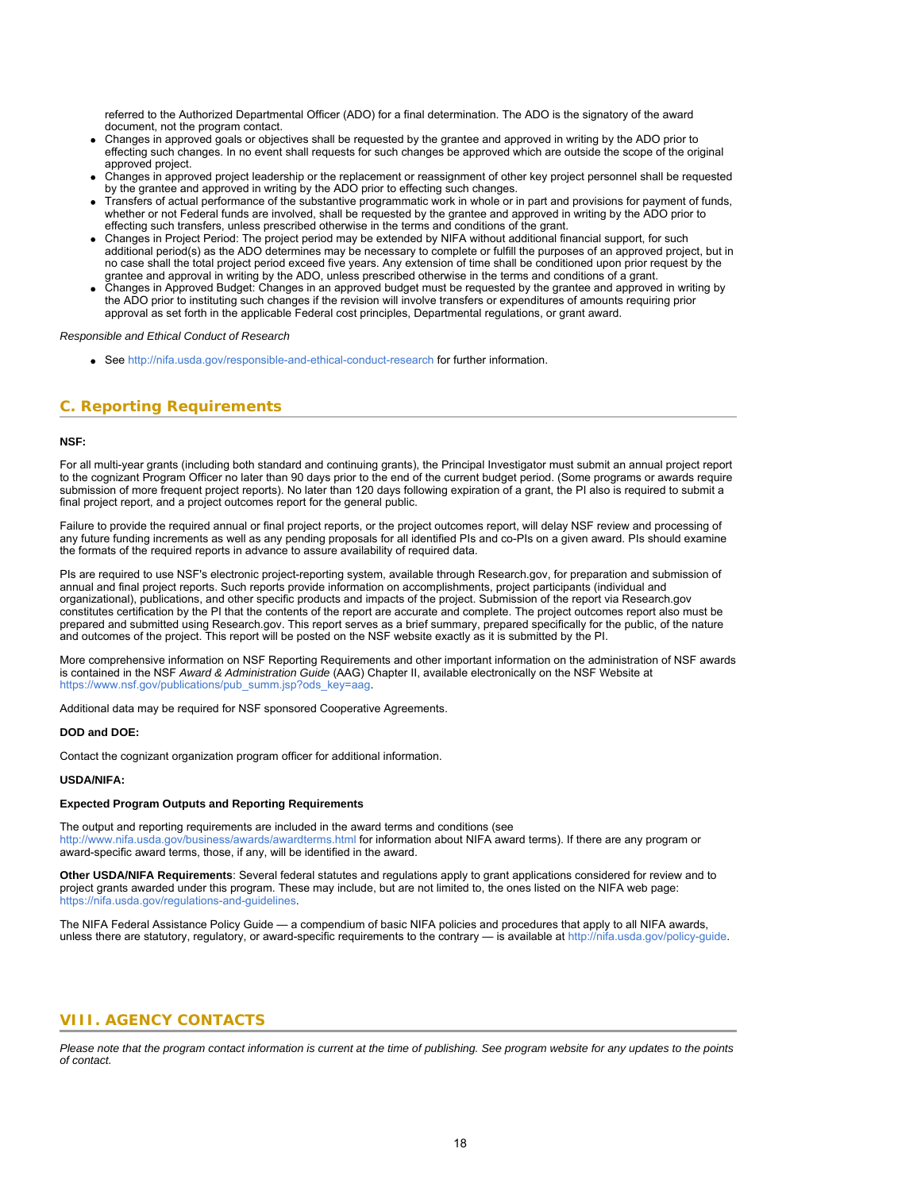referred to the Authorized Departmental Officer (ADO) for a final determination. The ADO is the signatory of the award document, not the program contact.

- Changes in approved goals or objectives shall be requested by the grantee and approved in writing by the ADO prior to effecting such changes. In no event shall requests for such changes be approved which are outside the scope of the original approved project.
- Changes in approved project leadership or the replacement or reassignment of other key project personnel shall be requested by the grantee and approved in writing by the ADO prior to effecting such changes.
- Transfers of actual performance of the substantive programmatic work in whole or in part and provisions for payment of funds, whether or not Federal funds are involved, shall be requested by the grantee and approved in writing by the ADO prior to effecting such transfers, unless prescribed otherwise in the terms and conditions of the grant.
- Changes in Project Period: The project period may be extended by NIFA without additional financial support, for such additional period(s) as the ADO determines may be necessary to complete or fulfill the purposes of an approved project, but in no case shall the total project period exceed five years. Any extension of time shall be conditioned upon prior request by the grantee and approval in writing by the ADO, unless prescribed otherwise in the terms and conditions of a grant.
- Changes in Approved Budget: Changes in an approved budget must be requested by the grantee and approved in writing by the ADO prior to instituting such changes if the revision will involve transfers or expenditures of amounts requiring prior approval as set forth in the applicable Federal cost principles, Departmental regulations, or grant award.

*Responsible and Ethical Conduct of Research*

- See http://nifa.usda.gov/responsible-and-ethical-conduct-research for further information.

## C. Reporting Requirements

**NSF:**

For all multi-year grants (including both standard and continuing grants), the Principal Investigator must submit an annual project report to the cognizant Program Officer no later than 90 days prior to the end of the current budget period. (Some programs or awards require submission of more frequent project reports). No later than 120 days following expiration of a grant, the PI also is required to submit a final project report, and a project outcomes report for the general public.

Failure to provide the required annual or final project reports, or the project outcomes report, will delay NSF review and processing of any future funding increments as well as any pending proposals for all identified PIs and co-PIs on a given award. PIs should examine the formats of the required reports in advance to assure availability of required data.

PIs are required to use NSF's electronic project-reporting system, available through Research.gov, for preparation and submission of annual and final project reports. Such reports provide information on accomplishments, project participants (individual and organizational), publications, and other specific products and impacts of the project. Submission of the report via Research.gov constitutes certification by the PI that the contents of the report are accurate and complete. The project outcomes report also must be prepared and submitted using Research.gov. This report serves as a brief summary, prepared specifically for the public, of the nature and outcomes of the project. This report will be posted on the NSF website exactly as it is submitted by the PI.

More comprehensive information on NSF Reporting Requirements and other important information on the administration of NSF awards is contained in the NSF *Award & Administration Guide* (AAG) Chapter II, available electronically on the NSF Website at https://www.nsf.gov/publications/pub_summ.jsp?ods_key=aag.

Additional data may be required for NSF sponsored Cooperative Agreements.

**DOD and DOE:**

Contact the cognizant organization program officer for additional information.

**USDA/NIFA:**

**Expected Program Outputs and Reporting Requirements**

The output and reporting requirements are included in the award terms and conditions (see http://www.nifa.usda.gov/business/awards/awardterms.html for information about NIFA award terms). If there are any program or award-specific award terms, those, if any, will be identified in the award.

**Other USDA/NIFA Requirements**: Several federal statutes and regulations apply to grant applications considered for review and to project grants awarded under this program. These may include, but are not limited to, the ones listed on the NIFA web page: https://nifa.usda.gov/regulations-and-guidelines.

The NIFA Federal Assistance Policy Guide — a compendium of basic NIFA policies and procedures that apply to all NIFA awards, unless there are statutory, regulatory, or award-specific requirements to the contrary — is available at http://nifa.usda.gov/policy-guide.

# VIII. AGENCY CONTACTS

*Please note that the program contact information is current at the time of publishing. See program website for any updates to the points of contact.*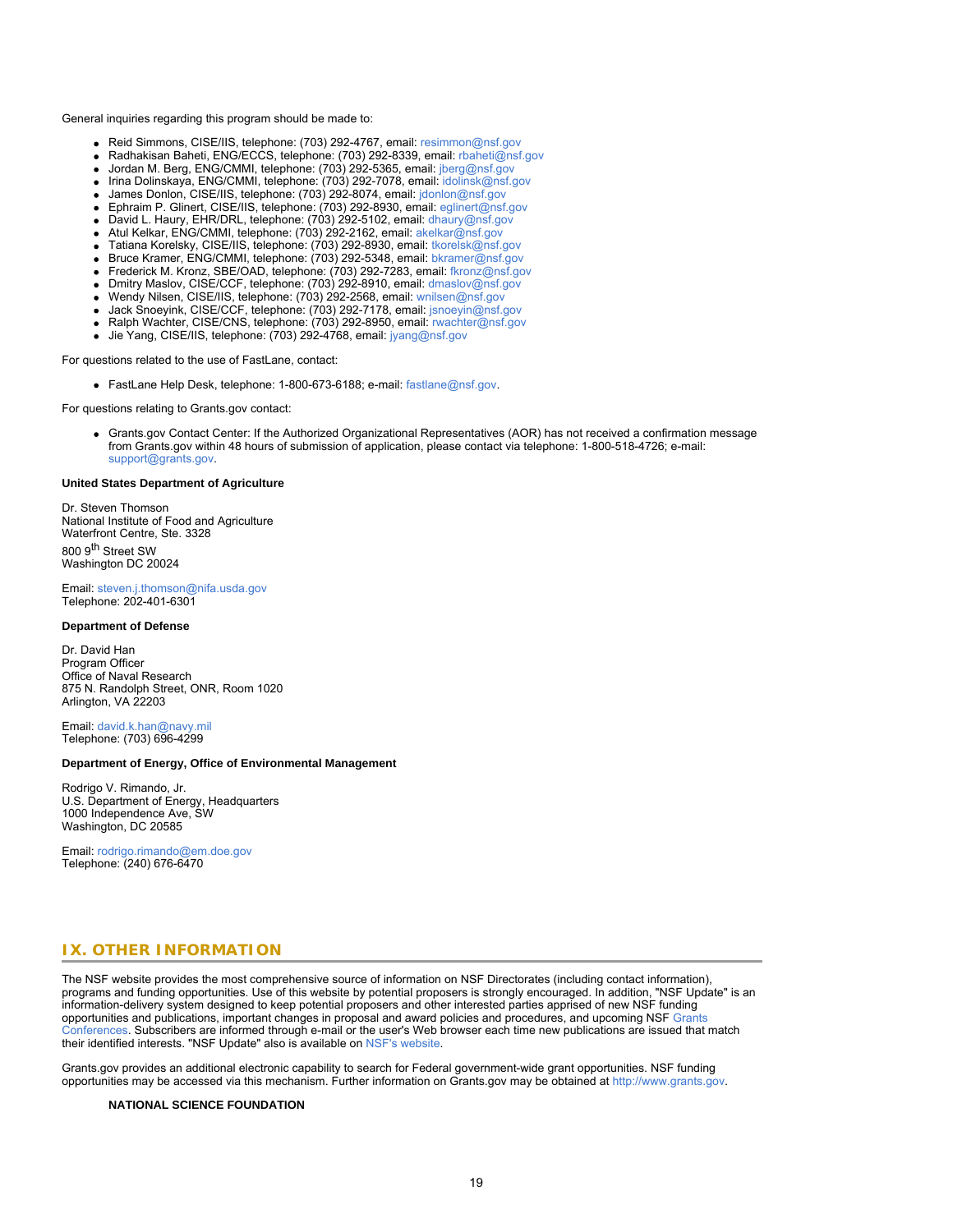General inquiries regarding this program should be made to:

- Reid Simmons, CISE/IIS, telephone: (703) 292-4767, email: resimmon@nsf.gov
- Radhakisan Baheti, ENG/ECCS, telephone: (703) 292-8339, email: rbaheti@nsf.gov
- Jordan M. Berg, ENG/CMMI, telephone: (703) 292-5365, email: jberg@nsf.gov
- Irina Dolinskaya, ENG/CMMI, telephone: (703) 292-7078, email: idolinsk@nsf.gov
- James Donlon, CISE/IIS, telephone: (703) 292-8074, email: jdonlon@nsf.gov
- Ephraim P. Glinert, CISE/IIS, telephone: (703) 292-8930, email: eglinert@nsf.gov
- David L. Haury, EHR/DRL, telephone: (703) 292-5102, email: dhaury@nsf.gov
- Atul Kelkar, ENG/CMMI, telephone: (703) 292-2162, email: akelkar@nsf.gov
- Tatiana Korelsky, CISE/IIS, telephone: (703) 292-8930, email: tkorelsk@nsf.gov
- Bruce Kramer, ENG/CMMI, telephone: (703) 292-5348, email: bkramer@nsf.gov
- Frederick M. Kronz, SBE/OAD, telephone: (703) 292-7283, email: fkronz@nsf.gov
- Dmitry Maslov, CISE/CCF, telephone: (703) 292-8910, email: dmaslov@nsf.gov
- Wendy Nilsen, CISE/IIS, telephone: (703) 292-2568, email: wnilsen@nsf.gov
- Jack Snoeyink, CISE/CCF, telephone: (703) 292-7178, email: jsnoeyin@nsf.gov
- Ralph Wachter, CISE/CNS, telephone: (703) 292-8950, email: rwachter@nsf.gov
- Jie Yang, CISE/IIS, telephone: (703) 292-4768, email: jyang@nsf.gov

For questions related to the use of FastLane, contact:

- FastLane Help Desk, telephone: 1-800-673-6188; e-mail: fastlane@nsf.gov.

For questions relating to Grants.gov contact:

- Grants.gov Contact Center: If the Authorized Organizational Representatives (AOR) has not received a confirmation message from Grants.gov within 48 hours of submission of application, please contact via telephone: 1-800-518-4726; e-mail: support@grants.gov.

**United States Department of Agriculture**

Dr. Steven Thomson
National Institute of Food and Agriculture
Waterfront Centre, Ste. 3328
800 9th Street SW
Washington DC 20024

Email: steven.j.thomson@nifa.usda.gov
Telephone: 202-401-6301

**Department of Defense**

Dr. David Han
Program Officer
Office of Naval Research
875 N. Randolph Street, ONR, Room 1020
Arlington, VA 22203

Email: david.k.han@navy.mil
Telephone: (703) 696-4299

**Department of Energy, Office of Environmental Management**

Rodrigo V. Rimando, Jr.
U.S. Department of Energy, Headquarters
1000 Independence Ave, SW
Washington, DC 20585

Email: rodrigo.rimando@em.doe.gov
Telephone: (240) 676-6470

## IX. OTHER INFORMATION

The NSF website provides the most comprehensive source of information on NSF Directorates (including contact information), programs and funding opportunities. Use of this website by potential proposers is strongly encouraged. In addition, "NSF Update" is an information-delivery system designed to keep potential proposers and other interested parties apprised of new NSF funding opportunities and publications, important changes in proposal and award policies and procedures, and upcoming NSF Grants Conferences. Subscribers are informed through e-mail or the user's Web browser each time new publications are issued that match their identified interests. "NSF Update" also is available on NSF's website.

Grants.gov provides an additional electronic capability to search for Federal government-wide grant opportunities. NSF funding opportunities may be accessed via this mechanism. Further information on Grants.gov may be obtained at http://www.grants.gov.

**NATIONAL SCIENCE FOUNDATION**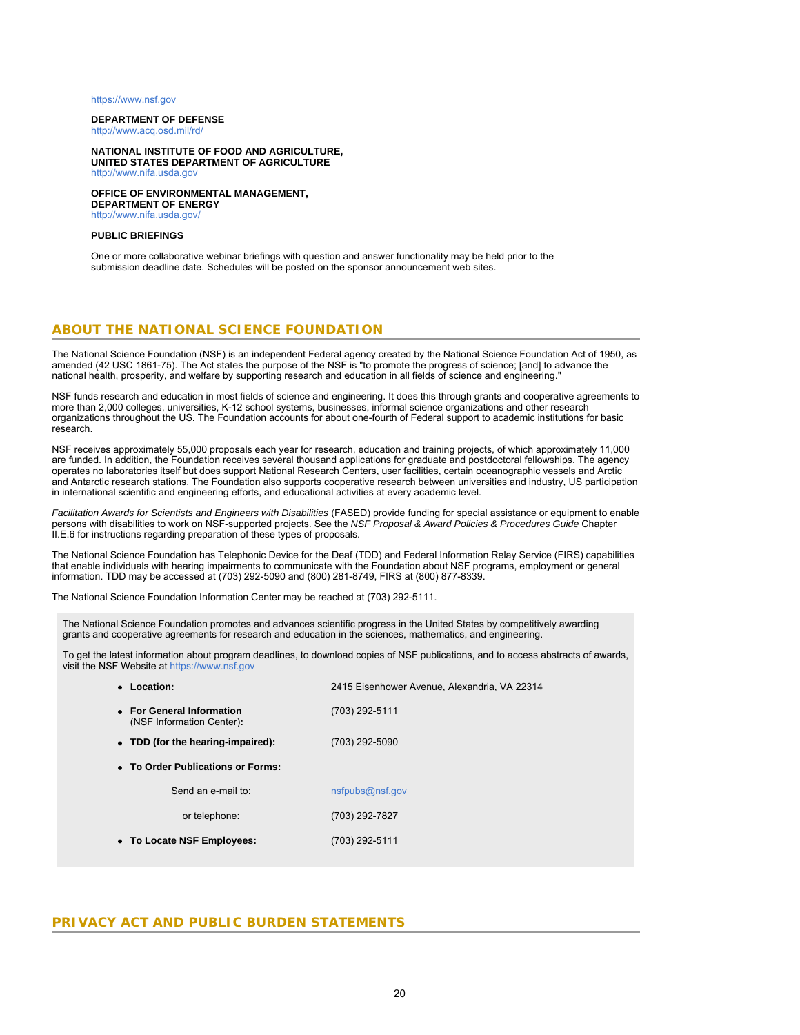https://www.nsf.gov

**DEPARTMENT OF DEFENSE**
http://www.acq.osd.mil/rd/

**NATIONAL INSTITUTE OF FOOD AND AGRICULTURE, UNITED STATES DEPARTMENT OF AGRICULTURE**
http://www.nifa.usda.gov

**OFFICE OF ENVIRONMENTAL MANAGEMENT, DEPARTMENT OF ENERGY**
http://www.nifa.usda.gov/

**PUBLIC BRIEFINGS**

One or more collaborative webinar briefings with question and answer functionality may be held prior to the submission deadline date. Schedules will be posted on the sponsor announcement web sites.

## ABOUT THE NATIONAL SCIENCE FOUNDATION

The National Science Foundation (NSF) is an independent Federal agency created by the National Science Foundation Act of 1950, as amended (42 USC 1861-75). The Act states the purpose of the NSF is "to promote the progress of science; [and] to advance the national health, prosperity, and welfare by supporting research and education in all fields of science and engineering."

NSF funds research and education in most fields of science and engineering. It does this through grants and cooperative agreements to more than 2,000 colleges, universities, K-12 school systems, businesses, informal science organizations and other research organizations throughout the US. The Foundation accounts for about one-fourth of Federal support to academic institutions for basic research.

NSF receives approximately 55,000 proposals each year for research, education and training projects, of which approximately 11,000 are funded. In addition, the Foundation receives several thousand applications for graduate and postdoctoral fellowships. The agency operates no laboratories itself but does support National Research Centers, user facilities, certain oceanographic vessels and Arctic and Antarctic research stations. The Foundation also supports cooperative research between universities and industry, US participation in international scientific and engineering efforts, and educational activities at every academic level.

*Facilitation Awards for Scientists and Engineers with Disabilities* (FASED) provide funding for special assistance or equipment to enable persons with disabilities to work on NSF-supported projects. See the *NSF Proposal & Award Policies & Procedures Guide* Chapter II.E.6 for instructions regarding preparation of these types of proposals.

The National Science Foundation has Telephonic Device for the Deaf (TDD) and Federal Information Relay Service (FIRS) capabilities that enable individuals with hearing impairments to communicate with the Foundation about NSF programs, employment or general information. TDD may be accessed at (703) 292-5090 and (800) 281-8749, FIRS at (800) 877-8339.

The National Science Foundation Information Center may be reached at (703) 292-5111.

The National Science Foundation promotes and advances scientific progress in the United States by competitively awarding grants and cooperative agreements for research and education in the sciences, mathematics, and engineering.

To get the latest information about program deadlines, to download copies of NSF publications, and to access abstracts of awards, visit the NSF Website at https://www.nsf.gov

- **Location:** 2415 Eisenhower Avenue, Alexandria, VA 22314
- **For General Information** (NSF Information Center)**:** (703) 292-5111
- **TDD (for the hearing-impaired):** (703) 292-5090
- **To Order Publications or Forms:**
  - Send an e-mail to: nsfpubs@nsf.gov
  - or telephone: (703) 292-7827
- **To Locate NSF Employees:** (703) 292-5111

## PRIVACY ACT AND PUBLIC BURDEN STATEMENTS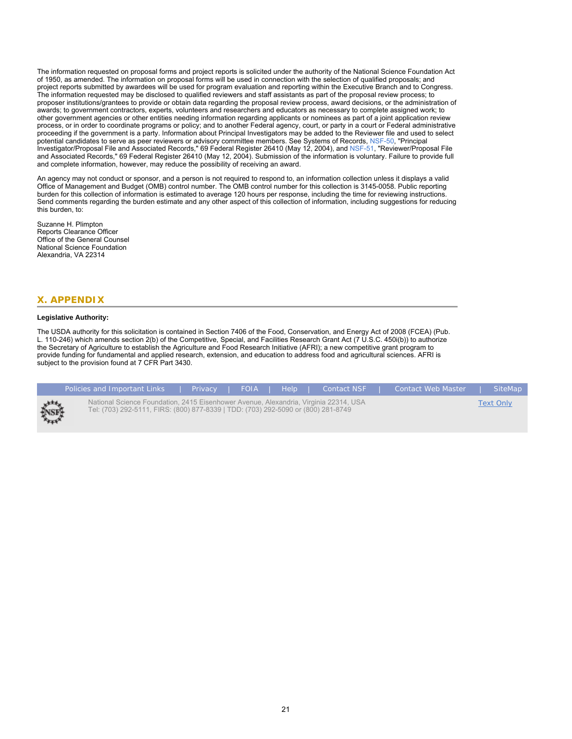The information requested on proposal forms and project reports is solicited under the authority of the National Science Foundation Act of 1950, as amended. The information on proposal forms will be used in connection with the selection of qualified proposals; and project reports submitted by awardees will be used for program evaluation and reporting within the Executive Branch and to Congress. The information requested may be disclosed to qualified reviewers and staff assistants as part of the proposal review process; to proposer institutions/grantees to provide or obtain data regarding the proposal review process, award decisions, or the administration of awards; to government contractors, experts, volunteers and researchers and educators as necessary to complete assigned work; to other government agencies or other entities needing information regarding applicants or nominees as part of a joint application review process, or in order to coordinate programs or policy; and to another Federal agency, court, or party in a court or Federal administrative proceeding if the government is a party. Information about Principal Investigators may be added to the Reviewer file and used to select potential candidates to serve as peer reviewers or advisory committee members. See Systems of Records, NSF-50, "Principal Investigator/Proposal File and Associated Records," 69 Federal Register 26410 (May 12, 2004), and NSF-51, "Reviewer/Proposal File and Associated Records," 69 Federal Register 26410 (May 12, 2004). Submission of the information is voluntary. Failure to provide full and complete information, however, may reduce the possibility of receiving an award.

An agency may not conduct or sponsor, and a person is not required to respond to, an information collection unless it displays a valid Office of Management and Budget (OMB) control number. The OMB control number for this collection is 3145-0058. Public reporting burden for this collection of information is estimated to average 120 hours per response, including the time for reviewing instructions. Send comments regarding the burden estimate and any other aspect of this collection of information, including suggestions for reducing this burden, to:

Suzanne H. Plimpton
Reports Clearance Officer
Office of the General Counsel
National Science Foundation
Alexandria, VA 22314

## X. APPENDIX

**Legislative Authority:**

The USDA authority for this solicitation is contained in Section 7406 of the Food, Conservation, and Energy Act of 2008 (FCEA) (Pub. L. 110-246) which amends section 2(b) of the Competitive, Special, and Facilities Research Grant Act (7 U.S.C. 450i(b)) to authorize the Secretary of Agriculture to establish the Agriculture and Food Research Initiative (AFRI); a new competitive grant program to provide funding for fundamental and applied research, extension, and education to address food and agricultural sciences. AFRI is subject to the provision found at 7 CFR Part 3430.

Policies and Important Links | Privacy | FOIA | Help | Contact NSF | Contact Web Master | SiteMap

National Science Foundation, 2415 Eisenhower Avenue, Alexandria, Virginia 22314, USA
Tel: (703) 292-5111, FIRS: (800) 877-8339 | TDD: (703) 292-5090 or (800) 281-8749

Text Only